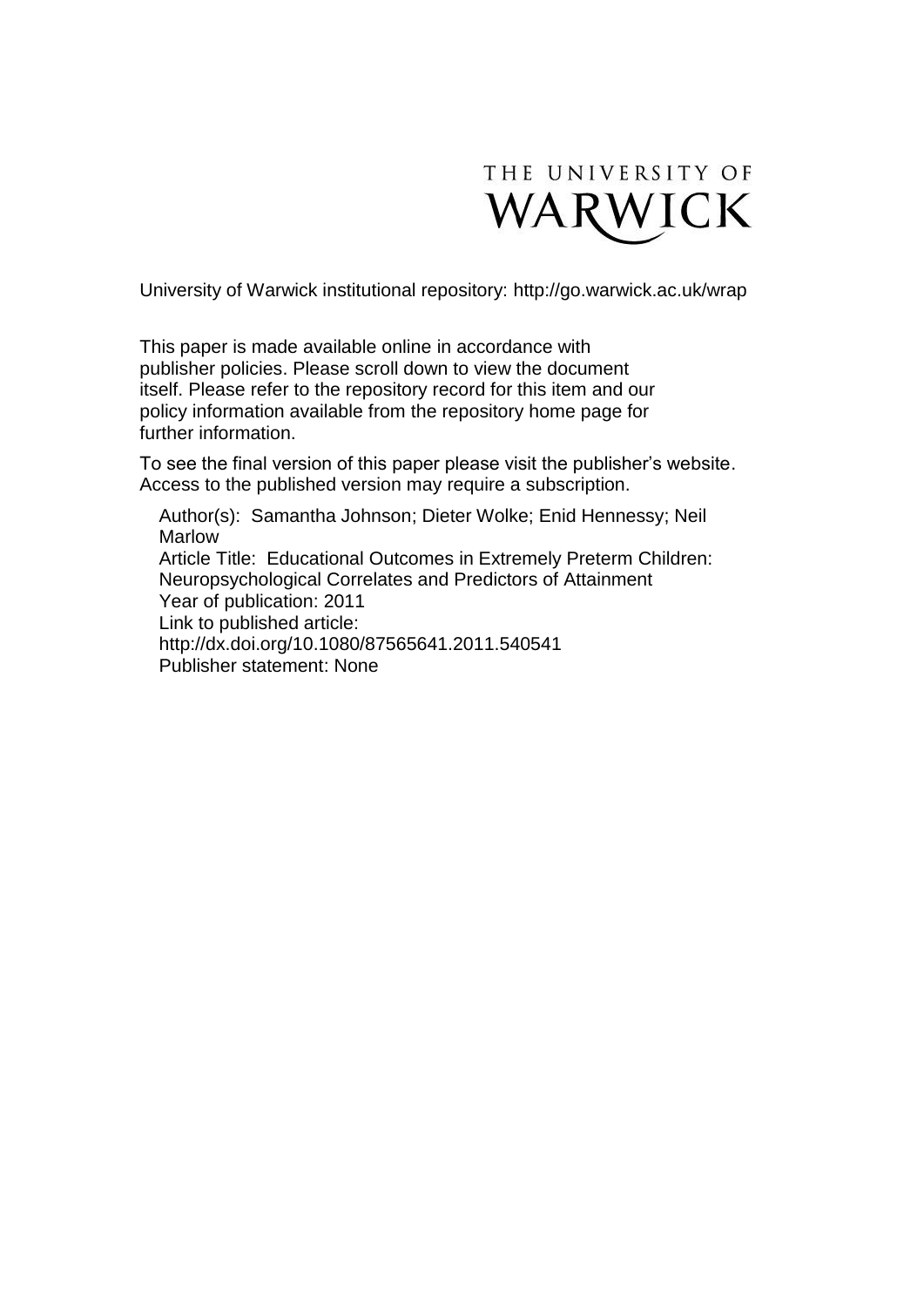THE UNIVERSITY OF WARWICK

University of Warwick institutional repository: http://go.warwick.ac.uk/wrap

This paper is made available online in accordance with publisher policies. Please scroll down to view the document itself. Please refer to the repository record for this item and our policy information available from the repository home page for further information.

To see the final version of this paper please visit the publisher's website. Access to the published version may require a subscription.

Author(s): Samantha Johnson; Dieter Wolke; Enid Hennessy; Neil Marlow
Article Title: Educational Outcomes in Extremely Preterm Children: Neuropsychological Correlates and Predictors of Attainment
Year of publication: 2011
Link to published article:
http://dx.doi.org/10.1080/87565641.2011.540541
Publisher statement: None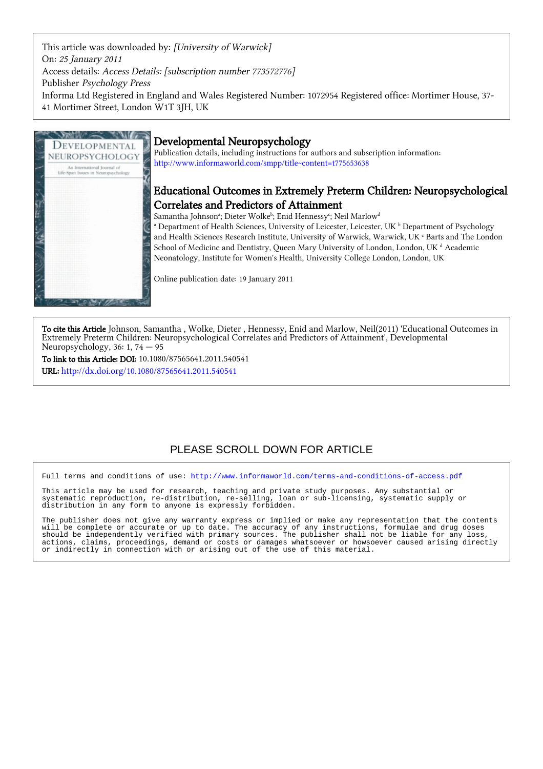This article was downloaded by: *[University of Warwick]*
On: *25 January 2011*
Access details: *Access Details: [subscription number 773572776]*
Publisher *Psychology Press*
Informa Ltd Registered in England and Wales Registered Number: 1072954 Registered office: Mortimer House, 37-41 Mortimer Street, London W1T 3JH, UK

# Developmental Neuropsychology

Publication details, including instructions for authors and subscription information:
http://www.informaworld.com/smpp/title~content=t775653638

## Educational Outcomes in Extremely Preterm Children: Neuropsychological Correlates and Predictors of Attainment

Samantha Johnson[a]; Dieter Wolke[b]; Enid Hennessy[c]; Neil Marlow[d]

[a] Department of Health Sciences, University of Leicester, Leicester, UK [b] Department of Psychology and Health Sciences Research Institute, University of Warwick, Warwick, UK [c] Barts and The London School of Medicine and Dentistry, Queen Mary University of London, London, UK [d] Academic Neonatology, Institute for Women's Health, University College London, London, UK

Online publication date: 19 January 2011

**To cite this Article** Johnson, Samantha , Wolke, Dieter , Hennessy, Enid and Marlow, Neil(2011) 'Educational Outcomes in Extremely Preterm Children: Neuropsychological Correlates and Predictors of Attainment', Developmental Neuropsychology, 36: 1, 74 — 95

**To link to this Article: DOI:** 10.1080/87565641.2011.540541

**URL:** http://dx.doi.org/10.1080/87565641.2011.540541

PLEASE SCROLL DOWN FOR ARTICLE

Full terms and conditions of use: http://www.informaworld.com/terms-and-conditions-of-access.pdf

This article may be used for research, teaching and private study purposes. Any substantial or systematic reproduction, re-distribution, re-selling, loan or sub-licensing, systematic supply or distribution in any form to anyone is expressly forbidden.

The publisher does not give any warranty express or implied or make any representation that the contents will be complete or accurate or up to date. The accuracy of any instructions, formulae and drug doses should be independently verified with primary sources. The publisher shall not be liable for any loss, actions, claims, proceedings, demand or costs or damages whatsoever or howsoever caused arising directly or indirectly in connection with or arising out of the use of this material.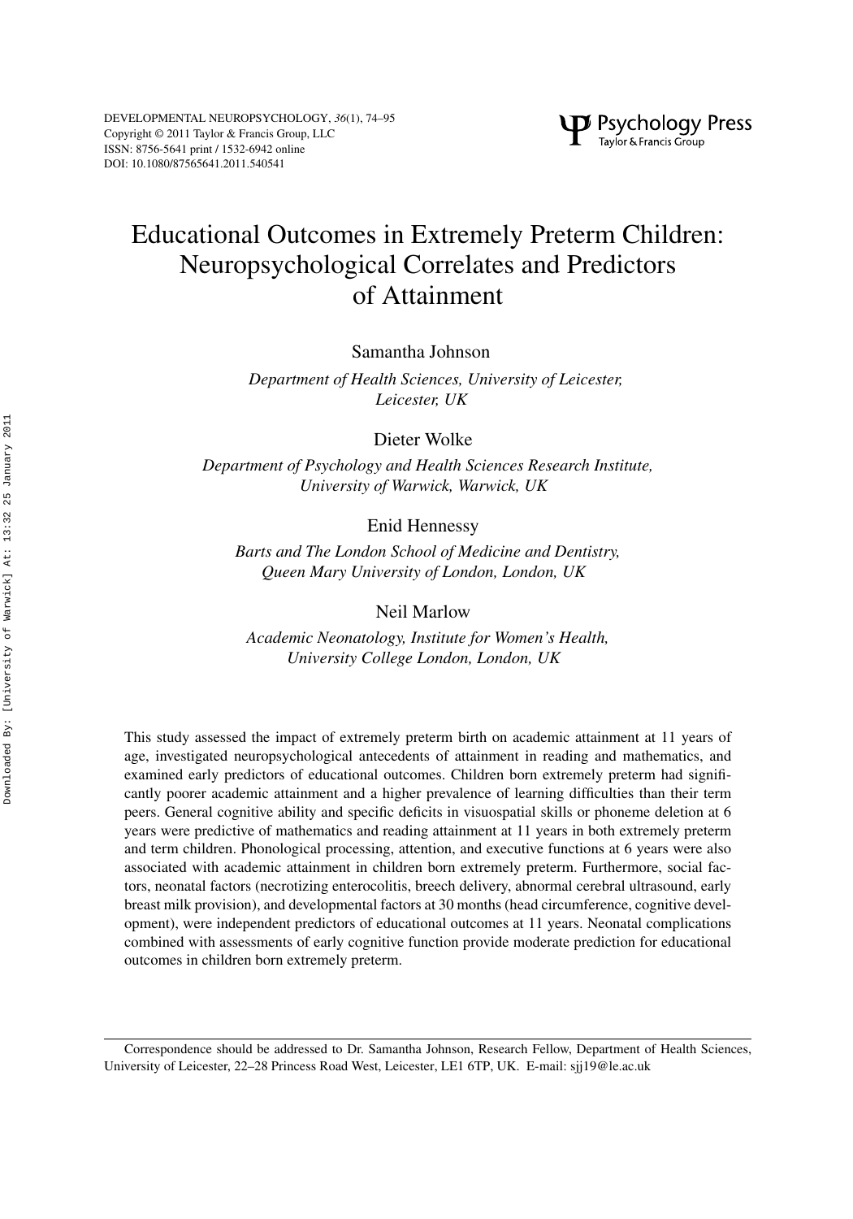# Educational Outcomes in Extremely Preterm Children: Neuropsychological Correlates and Predictors of Attainment

Samantha Johnson

*Department of Health Sciences, University of Leicester, Leicester, UK*

Dieter Wolke

*Department of Psychology and Health Sciences Research Institute, University of Warwick, Warwick, UK*

Enid Hennessy

*Barts and The London School of Medicine and Dentistry, Queen Mary University of London, London, UK*

Neil Marlow

*Academic Neonatology, Institute for Women's Health, University College London, London, UK*

This study assessed the impact of extremely preterm birth on academic attainment at 11 years of age, investigated neuropsychological antecedents of attainment in reading and mathematics, and examined early predictors of educational outcomes. Children born extremely preterm had significantly poorer academic attainment and a higher prevalence of learning difficulties than their term peers. General cognitive ability and specific deficits in visuospatial skills or phoneme deletion at 6 years were predictive of mathematics and reading attainment at 11 years in both extremely preterm and term children. Phonological processing, attention, and executive functions at 6 years were also associated with academic attainment in children born extremely preterm. Furthermore, social factors, neonatal factors (necrotizing enterocolitis, breech delivery, abnormal cerebral ultrasound, early breast milk provision), and developmental factors at 30 months (head circumference, cognitive development), were independent predictors of educational outcomes at 11 years. Neonatal complications combined with assessments of early cognitive function provide moderate prediction for educational outcomes in children born extremely preterm.

Correspondence should be addressed to Dr. Samantha Johnson, Research Fellow, Department of Health Sciences, University of Leicester, 22–28 Princess Road West, Leicester, LE1 6TP, UK. E-mail: sjj19@le.ac.uk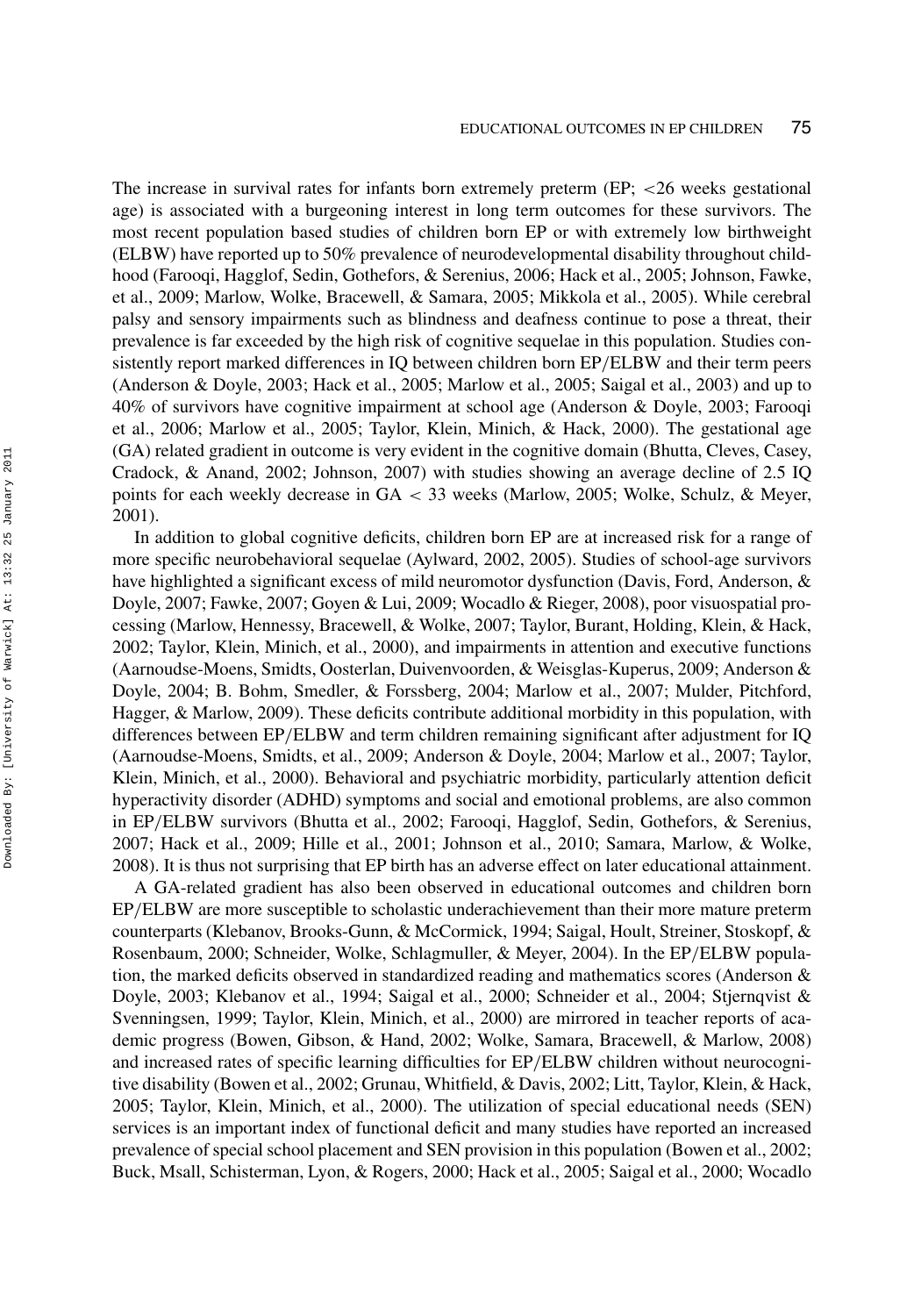The increase in survival rates for infants born extremely preterm (EP; <26 weeks gestational age) is associated with a burgeoning interest in long term outcomes for these survivors. The most recent population based studies of children born EP or with extremely low birthweight (ELBW) have reported up to 50% prevalence of neurodevelopmental disability throughout childhood (Farooqi, Hagglof, Sedin, Gothefors, & Serenius, 2006; Hack et al., 2005; Johnson, Fawke, et al., 2009; Marlow, Wolke, Bracewell, & Samara, 2005; Mikkola et al., 2005). While cerebral palsy and sensory impairments such as blindness and deafness continue to pose a threat, their prevalence is far exceeded by the high risk of cognitive sequelae in this population. Studies consistently report marked differences in IQ between children born EP/ELBW and their term peers (Anderson & Doyle, 2003; Hack et al., 2005; Marlow et al., 2005; Saigal et al., 2003) and up to 40% of survivors have cognitive impairment at school age (Anderson & Doyle, 2003; Farooqi et al., 2006; Marlow et al., 2005; Taylor, Klein, Minich, & Hack, 2000). The gestational age (GA) related gradient in outcome is very evident in the cognitive domain (Bhutta, Cleves, Casey, Cradock, & Anand, 2002; Johnson, 2007) with studies showing an average decline of 2.5 IQ points for each weekly decrease in GA < 33 weeks (Marlow, 2005; Wolke, Schulz, & Meyer, 2001).

In addition to global cognitive deficits, children born EP are at increased risk for a range of more specific neurobehavioral sequelae (Aylward, 2002, 2005). Studies of school-age survivors have highlighted a significant excess of mild neuromotor dysfunction (Davis, Ford, Anderson, & Doyle, 2007; Fawke, 2007; Goyen & Lui, 2009; Wocadlo & Rieger, 2008), poor visuospatial processing (Marlow, Hennessy, Bracewell, & Wolke, 2007; Taylor, Burant, Holding, Klein, & Hack, 2002; Taylor, Klein, Minich, et al., 2000), and impairments in attention and executive functions (Aarnoudse-Moens, Smidts, Oosterlan, Duivenvoorden, & Weisglas-Kuperus, 2009; Anderson & Doyle, 2004; B. Bohm, Smedler, & Forssberg, 2004; Marlow et al., 2007; Mulder, Pitchford, Hagger, & Marlow, 2009). These deficits contribute additional morbidity in this population, with differences between EP/ELBW and term children remaining significant after adjustment for IQ (Aarnoudse-Moens, Smidts, et al., 2009; Anderson & Doyle, 2004; Marlow et al., 2007; Taylor, Klein, Minich, et al., 2000). Behavioral and psychiatric morbidity, particularly attention deficit hyperactivity disorder (ADHD) symptoms and social and emotional problems, are also common in EP/ELBW survivors (Bhutta et al., 2002; Farooqi, Hagglof, Sedin, Gothefors, & Serenius, 2007; Hack et al., 2009; Hille et al., 2001; Johnson et al., 2010; Samara, Marlow, & Wolke, 2008). It is thus not surprising that EP birth has an adverse effect on later educational attainment.

A GA-related gradient has also been observed in educational outcomes and children born EP/ELBW are more susceptible to scholastic underachievement than their more mature preterm counterparts (Klebanov, Brooks-Gunn, & McCormick, 1994; Saigal, Hoult, Streiner, Stoskopf, & Rosenbaum, 2000; Schneider, Wolke, Schlagmuller, & Meyer, 2004). In the EP/ELBW population, the marked deficits observed in standardized reading and mathematics scores (Anderson & Doyle, 2003; Klebanov et al., 1994; Saigal et al., 2000; Schneider et al., 2004; Stjernqvist & Svenningsen, 1999; Taylor, Klein, Minich, et al., 2000) are mirrored in teacher reports of academic progress (Bowen, Gibson, & Hand, 2002; Wolke, Samara, Bracewell, & Marlow, 2008) and increased rates of specific learning difficulties for EP/ELBW children without neurocognitive disability (Bowen et al., 2002; Grunau, Whitfield, & Davis, 2002; Litt, Taylor, Klein, & Hack, 2005; Taylor, Klein, Minich, et al., 2000). The utilization of special educational needs (SEN) services is an important index of functional deficit and many studies have reported an increased prevalence of special school placement and SEN provision in this population (Bowen et al., 2002; Buck, Msall, Schisterman, Lyon, & Rogers, 2000; Hack et al., 2005; Saigal et al., 2000; Wocadlo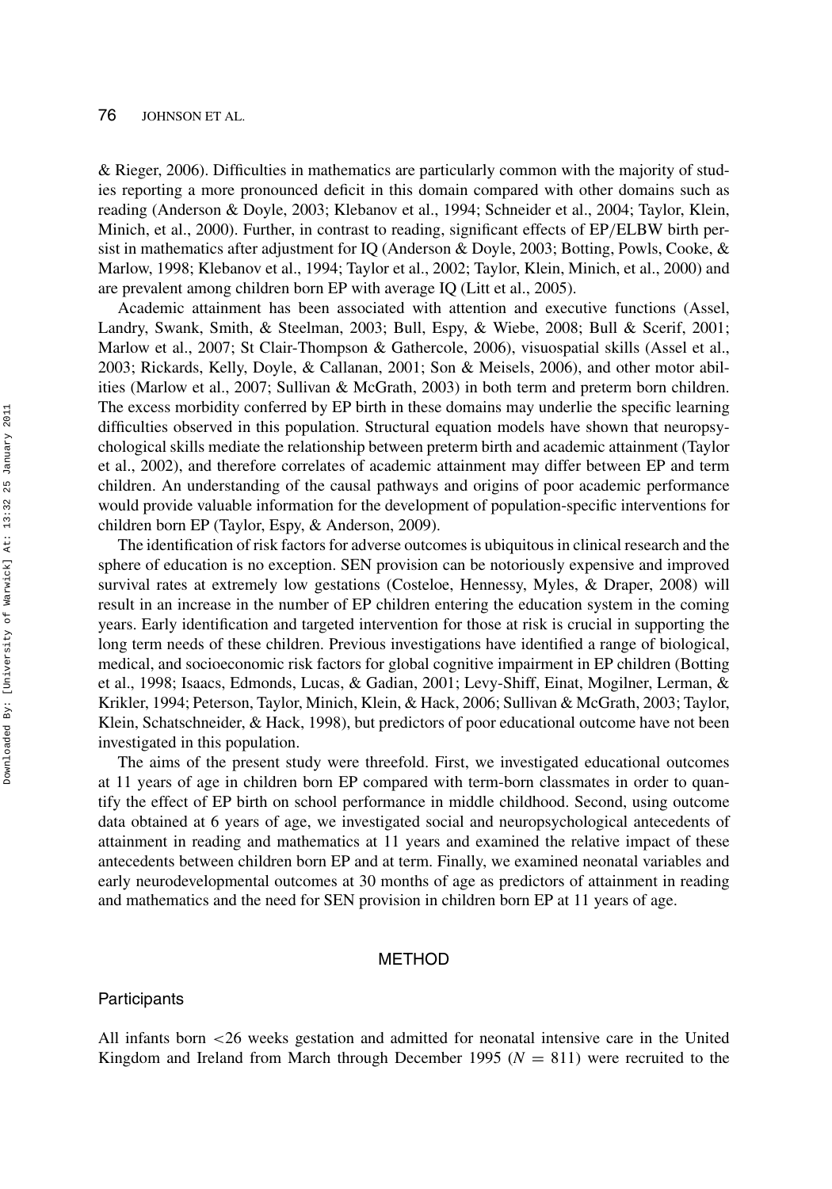& Rieger, 2006). Difficulties in mathematics are particularly common with the majority of studies reporting a more pronounced deficit in this domain compared with other domains such as reading (Anderson & Doyle, 2003; Klebanov et al., 1994; Schneider et al., 2004; Taylor, Klein, Minich, et al., 2000). Further, in contrast to reading, significant effects of EP/ELBW birth persist in mathematics after adjustment for IQ (Anderson & Doyle, 2003; Botting, Powls, Cooke, & Marlow, 1998; Klebanov et al., 1994; Taylor et al., 2002; Taylor, Klein, Minich, et al., 2000) and are prevalent among children born EP with average IQ (Litt et al., 2005).

Academic attainment has been associated with attention and executive functions (Assel, Landry, Swank, Smith, & Steelman, 2003; Bull, Espy, & Wiebe, 2008; Bull & Scerif, 2001; Marlow et al., 2007; St Clair-Thompson & Gathercole, 2006), visuospatial skills (Assel et al., 2003; Rickards, Kelly, Doyle, & Callanan, 2001; Son & Meisels, 2006), and other motor abilities (Marlow et al., 2007; Sullivan & McGrath, 2003) in both term and preterm born children. The excess morbidity conferred by EP birth in these domains may underlie the specific learning difficulties observed in this population. Structural equation models have shown that neuropsychological skills mediate the relationship between preterm birth and academic attainment (Taylor et al., 2002), and therefore correlates of academic attainment may differ between EP and term children. An understanding of the causal pathways and origins of poor academic performance would provide valuable information for the development of population-specific interventions for children born EP (Taylor, Espy, & Anderson, 2009).

The identification of risk factors for adverse outcomes is ubiquitous in clinical research and the sphere of education is no exception. SEN provision can be notoriously expensive and improved survival rates at extremely low gestations (Costeloe, Hennessy, Myles, & Draper, 2008) will result in an increase in the number of EP children entering the education system in the coming years. Early identification and targeted intervention for those at risk is crucial in supporting the long term needs of these children. Previous investigations have identified a range of biological, medical, and socioeconomic risk factors for global cognitive impairment in EP children (Botting et al., 1998; Isaacs, Edmonds, Lucas, & Gadian, 2001; Levy-Shiff, Einat, Mogilner, Lerman, & Krikler, 1994; Peterson, Taylor, Minich, Klein, & Hack, 2006; Sullivan & McGrath, 2003; Taylor, Klein, Schatschneider, & Hack, 1998), but predictors of poor educational outcome have not been investigated in this population.

The aims of the present study were threefold. First, we investigated educational outcomes at 11 years of age in children born EP compared with term-born classmates in order to quantify the effect of EP birth on school performance in middle childhood. Second, using outcome data obtained at 6 years of age, we investigated social and neuropsychological antecedents of attainment in reading and mathematics at 11 years and examined the relative impact of these antecedents between children born EP and at term. Finally, we examined neonatal variables and early neurodevelopmental outcomes at 30 months of age as predictors of attainment in reading and mathematics and the need for SEN provision in children born EP at 11 years of age.

## METHOD

### Participants

All infants born <26 weeks gestation and admitted for neonatal intensive care in the United Kingdom and Ireland from March through December 1995 ($N = 811$) were recruited to the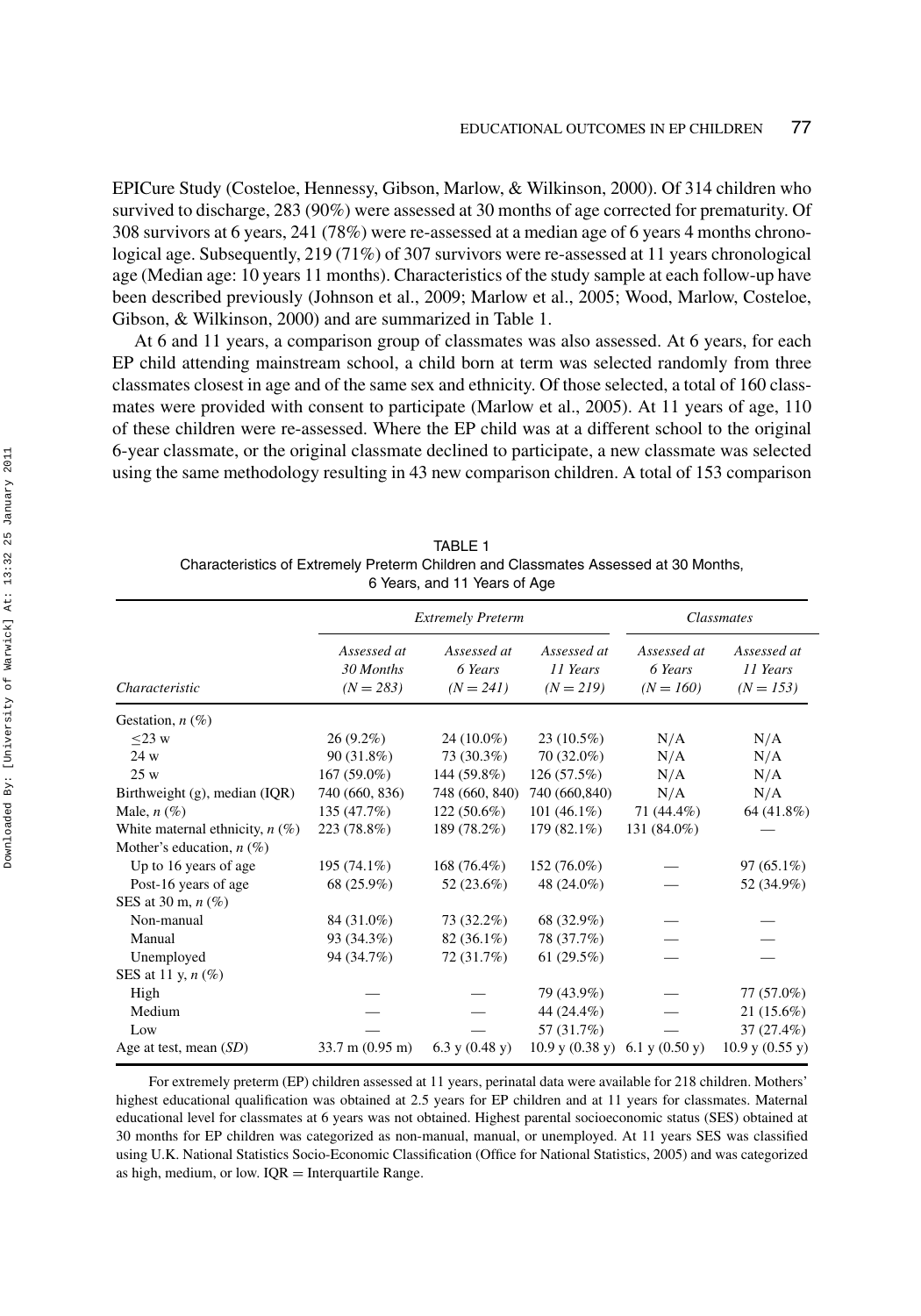EPICure Study (Costeloe, Hennessy, Gibson, Marlow, & Wilkinson, 2000). Of 314 children who survived to discharge, 283 (90%) were assessed at 30 months of age corrected for prematurity. Of 308 survivors at 6 years, 241 (78%) were re-assessed at a median age of 6 years 4 months chronological age. Subsequently, 219 (71%) of 307 survivors were re-assessed at 11 years chronological age (Median age: 10 years 11 months). Characteristics of the study sample at each follow-up have been described previously (Johnson et al., 2009; Marlow et al., 2005; Wood, Marlow, Costeloe, Gibson, & Wilkinson, 2000) and are summarized in Table 1.

At 6 and 11 years, a comparison group of classmates was also assessed. At 6 years, for each EP child attending mainstream school, a child born at term was selected randomly from three classmates closest in age and of the same sex and ethnicity. Of those selected, a total of 160 classmates were provided with consent to participate (Marlow et al., 2005). At 11 years of age, 110 of these children were re-assessed. Where the EP child was at a different school to the original 6-year classmate, or the original classmate declined to participate, a new classmate was selected using the same methodology resulting in 43 new comparison children. A total of 153 comparison

TABLE 1
Characteristics of Extremely Preterm Children and Classmates Assessed at 30 Months, 6 Years, and 11 Years of Age

| | *Extremely Preterm* | | | *Classmates* | |
|---|---|---|---|---|---|
| *Characteristic* | *Assessed at 30 Months (N = 283)* | *Assessed at 6 Years (N = 241)* | *Assessed at 11 Years (N = 219)* | *Assessed at 6 Years (N = 160)* | *Assessed at 11 Years (N = 153)* |
| Gestation, *n* (%) | | | | | |
| ≤23 w | 26 (9.2%) | 24 (10.0%) | 23 (10.5%) | N/A | N/A |
| 24 w | 90 (31.8%) | 73 (30.3%) | 70 (32.0%) | N/A | N/A |
| 25 w | 167 (59.0%) | 144 (59.8%) | 126 (57.5%) | N/A | N/A |
| Birthweight (g), median (IQR) | 740 (660, 836) | 748 (660, 840) | 740 (660,840) | N/A | N/A |
| Male, *n* (%) | 135 (47.7%) | 122 (50.6%) | 101 (46.1%) | 71 (44.4%) | 64 (41.8%) |
| White maternal ethnicity, *n* (%) | 223 (78.8%) | 189 (78.2%) | 179 (82.1%) | 131 (84.0%) | — |
| Mother's education, *n* (%) | | | | | |
| Up to 16 years of age | 195 (74.1%) | 168 (76.4%) | 152 (76.0%) | — | 97 (65.1%) |
| Post-16 years of age | 68 (25.9%) | 52 (23.6%) | 48 (24.0%) | — | 52 (34.9%) |
| SES at 30 m, *n* (%) | | | | | |
| Non-manual | 84 (31.0%) | 73 (32.2%) | 68 (32.9%) | — | — |
| Manual | 93 (34.3%) | 82 (36.1%) | 78 (37.7%) | — | — |
| Unemployed | 94 (34.7%) | 72 (31.7%) | 61 (29.5%) | — | — |
| SES at 11 y, *n* (%) | | | | | |
| High | — | — | 79 (43.9%) | — | 77 (57.0%) |
| Medium | — | — | 44 (24.4%) | — | 21 (15.6%) |
| Low | — | — | 57 (31.7%) | — | 37 (27.4%) |
| Age at test, mean (*SD*) | 33.7 m (0.95 m) | 6.3 y (0.48 y) | 10.9 y (0.38 y) | 6.1 y (0.50 y) | 10.9 y (0.55 y) |

For extremely preterm (EP) children assessed at 11 years, perinatal data were available for 218 children. Mothers' highest educational qualification was obtained at 2.5 years for EP children and at 11 years for classmates. Maternal educational level for classmates at 6 years was not obtained. Highest parental socioeconomic status (SES) obtained at 30 months for EP children was categorized as non-manual, manual, or unemployed. At 11 years SES was classified using U.K. National Statistics Socio-Economic Classification (Office for National Statistics, 2005) and was categorized as high, medium, or low. IQR = Interquartile Range.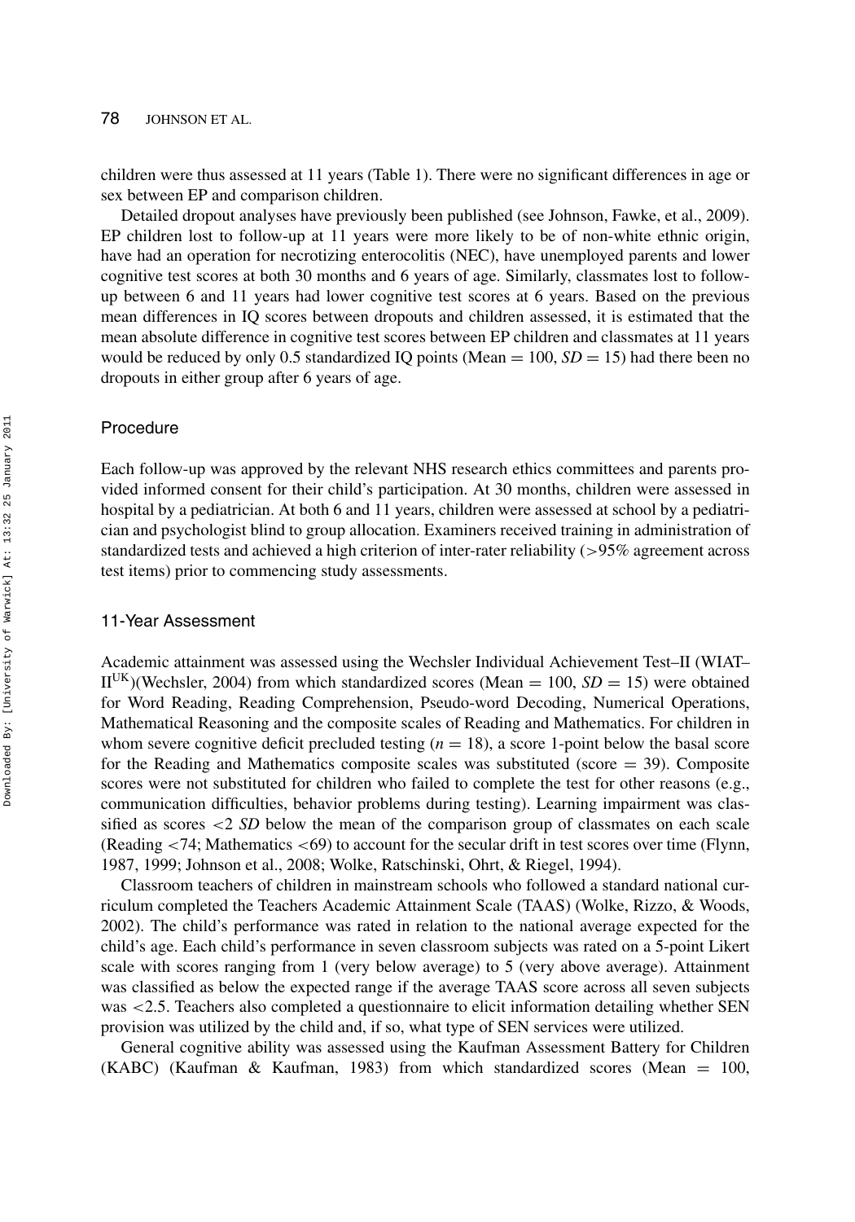children were thus assessed at 11 years (Table 1). There were no significant differences in age or sex between EP and comparison children.

Detailed dropout analyses have previously been published (see Johnson, Fawke, et al., 2009). EP children lost to follow-up at 11 years were more likely to be of non-white ethnic origin, have had an operation for necrotizing enterocolitis (NEC), have unemployed parents and lower cognitive test scores at both 30 months and 6 years of age. Similarly, classmates lost to follow-up between 6 and 11 years had lower cognitive test scores at 6 years. Based on the previous mean differences in IQ scores between dropouts and children assessed, it is estimated that the mean absolute difference in cognitive test scores between EP children and classmates at 11 years would be reduced by only 0.5 standardized IQ points (Mean = 100, *SD* = 15) had there been no dropouts in either group after 6 years of age.

### Procedure

Each follow-up was approved by the relevant NHS research ethics committees and parents provided informed consent for their child's participation. At 30 months, children were assessed in hospital by a pediatrician. At both 6 and 11 years, children were assessed at school by a pediatrician and psychologist blind to group allocation. Examiners received training in administration of standardized tests and achieved a high criterion of inter-rater reliability (>95% agreement across test items) prior to commencing study assessments.

### 11-Year Assessment

Academic attainment was assessed using the Wechsler Individual Achievement Test–II (WIAT–II$^{UK}$)(Wechsler, 2004) from which standardized scores (Mean = 100, *SD* = 15) were obtained for Word Reading, Reading Comprehension, Pseudo-word Decoding, Numerical Operations, Mathematical Reasoning and the composite scales of Reading and Mathematics. For children in whom severe cognitive deficit precluded testing ($n = 18$), a score 1-point below the basal score for the Reading and Mathematics composite scales was substituted (score = 39). Composite scores were not substituted for children who failed to complete the test for other reasons (e.g., communication difficulties, behavior problems during testing). Learning impairment was classified as scores <2 *SD* below the mean of the comparison group of classmates on each scale (Reading <74; Mathematics <69) to account for the secular drift in test scores over time (Flynn, 1987, 1999; Johnson et al., 2008; Wolke, Ratschinski, Ohrt, & Riegel, 1994).

Classroom teachers of children in mainstream schools who followed a standard national curriculum completed the Teachers Academic Attainment Scale (TAAS) (Wolke, Rizzo, & Woods, 2002). The child's performance was rated in relation to the national average expected for the child's age. Each child's performance in seven classroom subjects was rated on a 5-point Likert scale with scores ranging from 1 (very below average) to 5 (very above average). Attainment was classified as below the expected range if the average TAAS score across all seven subjects was <2.5. Teachers also completed a questionnaire to elicit information detailing whether SEN provision was utilized by the child and, if so, what type of SEN services were utilized.

General cognitive ability was assessed using the Kaufman Assessment Battery for Children (KABC) (Kaufman & Kaufman, 1983) from which standardized scores (Mean = 100,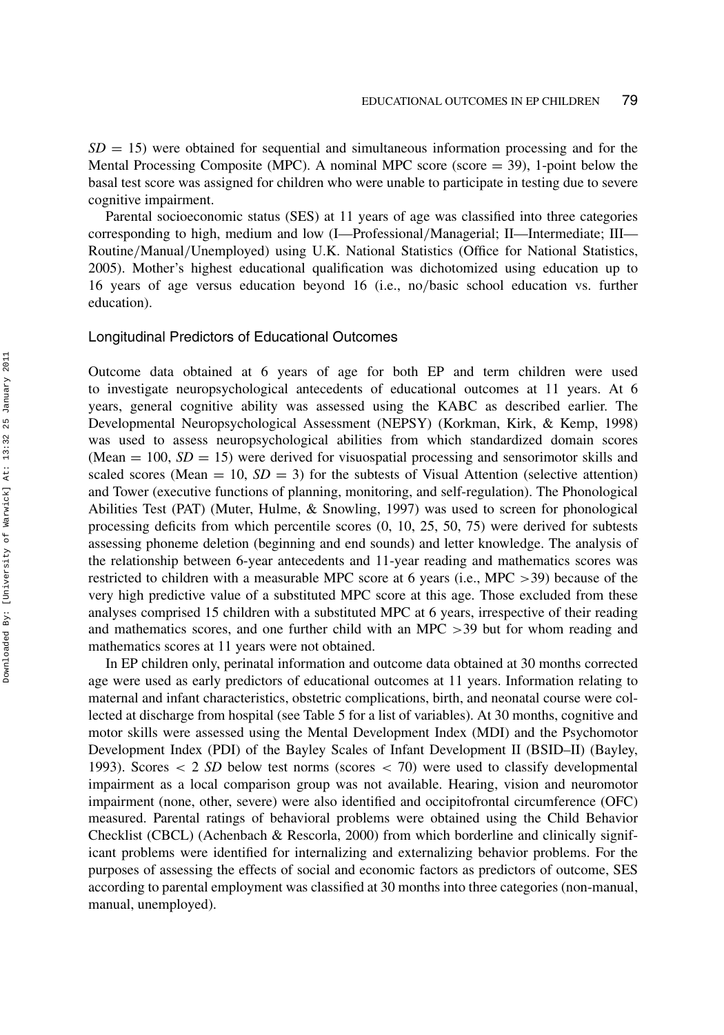$SD = 15$) were obtained for sequential and simultaneous information processing and for the Mental Processing Composite (MPC). A nominal MPC score (score = 39), 1-point below the basal test score was assigned for children who were unable to participate in testing due to severe cognitive impairment.

Parental socioeconomic status (SES) at 11 years of age was classified into three categories corresponding to high, medium and low (I—Professional/Managerial; II—Intermediate; III—Routine/Manual/Unemployed) using U.K. National Statistics (Office for National Statistics, 2005). Mother's highest educational qualification was dichotomized using education up to 16 years of age versus education beyond 16 (i.e., no/basic school education vs. further education).

### Longitudinal Predictors of Educational Outcomes

Outcome data obtained at 6 years of age for both EP and term children were used to investigate neuropsychological antecedents of educational outcomes at 11 years. At 6 years, general cognitive ability was assessed using the KABC as described earlier. The Developmental Neuropsychological Assessment (NEPSY) (Korkman, Kirk, & Kemp, 1998) was used to assess neuropsychological abilities from which standardized domain scores (Mean = 100, $SD = 15$) were derived for visuospatial processing and sensorimotor skills and scaled scores (Mean = 10, $SD = 3$) for the subtests of Visual Attention (selective attention) and Tower (executive functions of planning, monitoring, and self-regulation). The Phonological Abilities Test (PAT) (Muter, Hulme, & Snowling, 1997) was used to screen for phonological processing deficits from which percentile scores (0, 10, 25, 50, 75) were derived for subtests assessing phoneme deletion (beginning and end sounds) and letter knowledge. The analysis of the relationship between 6-year antecedents and 11-year reading and mathematics scores was restricted to children with a measurable MPC score at 6 years (i.e., MPC >39) because of the very high predictive value of a substituted MPC score at this age. Those excluded from these analyses comprised 15 children with a substituted MPC at 6 years, irrespective of their reading and mathematics scores, and one further child with an MPC >39 but for whom reading and mathematics scores at 11 years were not obtained.

In EP children only, perinatal information and outcome data obtained at 30 months corrected age were used as early predictors of educational outcomes at 11 years. Information relating to maternal and infant characteristics, obstetric complications, birth, and neonatal course were collected at discharge from hospital (see Table 5 for a list of variables). At 30 months, cognitive and motor skills were assessed using the Mental Development Index (MDI) and the Psychomotor Development Index (PDI) of the Bayley Scales of Infant Development II (BSID–II) (Bayley, 1993). Scores < 2 *SD* below test norms (scores < 70) were used to classify developmental impairment as a local comparison group was not available. Hearing, vision and neuromotor impairment (none, other, severe) were also identified and occipitofrontal circumference (OFC) measured. Parental ratings of behavioral problems were obtained using the Child Behavior Checklist (CBCL) (Achenbach & Rescorla, 2000) from which borderline and clinically significant problems were identified for internalizing and externalizing behavior problems. For the purposes of assessing the effects of social and economic factors as predictors of outcome, SES according to parental employment was classified at 30 months into three categories (non-manual, manual, unemployed).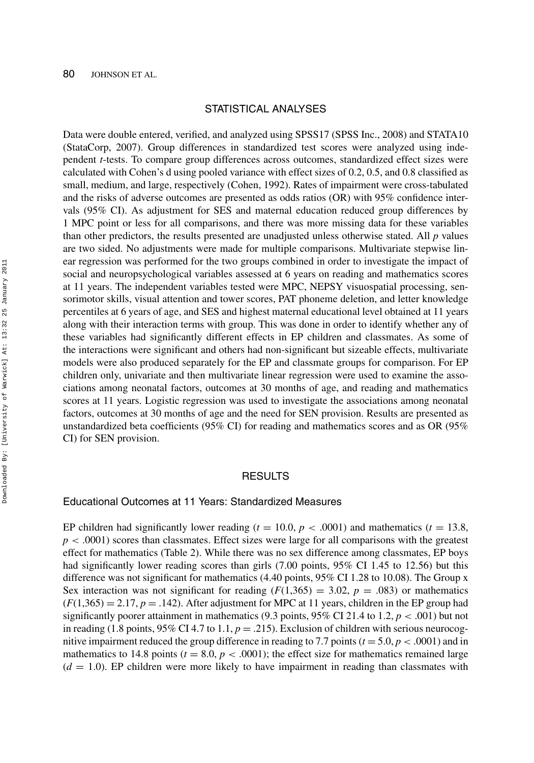## STATISTICAL ANALYSES

Data were double entered, verified, and analyzed using SPSS17 (SPSS Inc., 2008) and STATA10 (StataCorp, 2007). Group differences in standardized test scores were analyzed using independent *t*-tests. To compare group differences across outcomes, standardized effect sizes were calculated with Cohen's d using pooled variance with effect sizes of 0.2, 0.5, and 0.8 classified as small, medium, and large, respectively (Cohen, 1992). Rates of impairment were cross-tabulated and the risks of adverse outcomes are presented as odds ratios (OR) with 95% confidence intervals (95% CI). As adjustment for SES and maternal education reduced group differences by 1 MPC point or less for all comparisons, and there was more missing data for these variables than other predictors, the results presented are unadjusted unless otherwise stated. All *p* values are two sided. No adjustments were made for multiple comparisons. Multivariate stepwise linear regression was performed for the two groups combined in order to investigate the impact of social and neuropsychological variables assessed at 6 years on reading and mathematics scores at 11 years. The independent variables tested were MPC, NEPSY visuospatial processing, sensorimotor skills, visual attention and tower scores, PAT phoneme deletion, and letter knowledge percentiles at 6 years of age, and SES and highest maternal educational level obtained at 11 years along with their interaction terms with group. This was done in order to identify whether any of these variables had significantly different effects in EP children and classmates. As some of the interactions were significant and others had non-significant but sizeable effects, multivariate models were also produced separately for the EP and classmate groups for comparison. For EP children only, univariate and then multivariate linear regression were used to examine the associations among neonatal factors, outcomes at 30 months of age, and reading and mathematics scores at 11 years. Logistic regression was used to investigate the associations among neonatal factors, outcomes at 30 months of age and the need for SEN provision. Results are presented as unstandardized beta coefficients (95% CI) for reading and mathematics scores and as OR (95% CI) for SEN provision.

## RESULTS

### Educational Outcomes at 11 Years: Standardized Measures

EP children had significantly lower reading ($t = 10.0$, $p < .0001$) and mathematics ($t = 13.8$, $p < .0001$) scores than classmates. Effect sizes were large for all comparisons with the greatest effect for mathematics (Table 2). While there was no sex difference among classmates, EP boys had significantly lower reading scores than girls (7.00 points, 95% CI 1.45 to 12.56) but this difference was not significant for mathematics (4.40 points, 95% CI 1.28 to 10.08). The Group x Sex interaction was not significant for reading ($F(1,365) = 3.02$, $p = .083$) or mathematics ($F(1,365) = 2.17$, $p = .142$). After adjustment for MPC at 11 years, children in the EP group had significantly poorer attainment in mathematics (9.3 points, 95% CI 21.4 to 1.2, $p < .001$) but not in reading (1.8 points, 95% CI 4.7 to 1.1, $p = .215$). Exclusion of children with serious neurocognitive impairment reduced the group difference in reading to 7.7 points ($t = 5.0$, $p < .0001$) and in mathematics to 14.8 points ($t = 8.0$, $p < .0001$); the effect size for mathematics remained large ($d = 1.0$). EP children were more likely to have impairment in reading than classmates with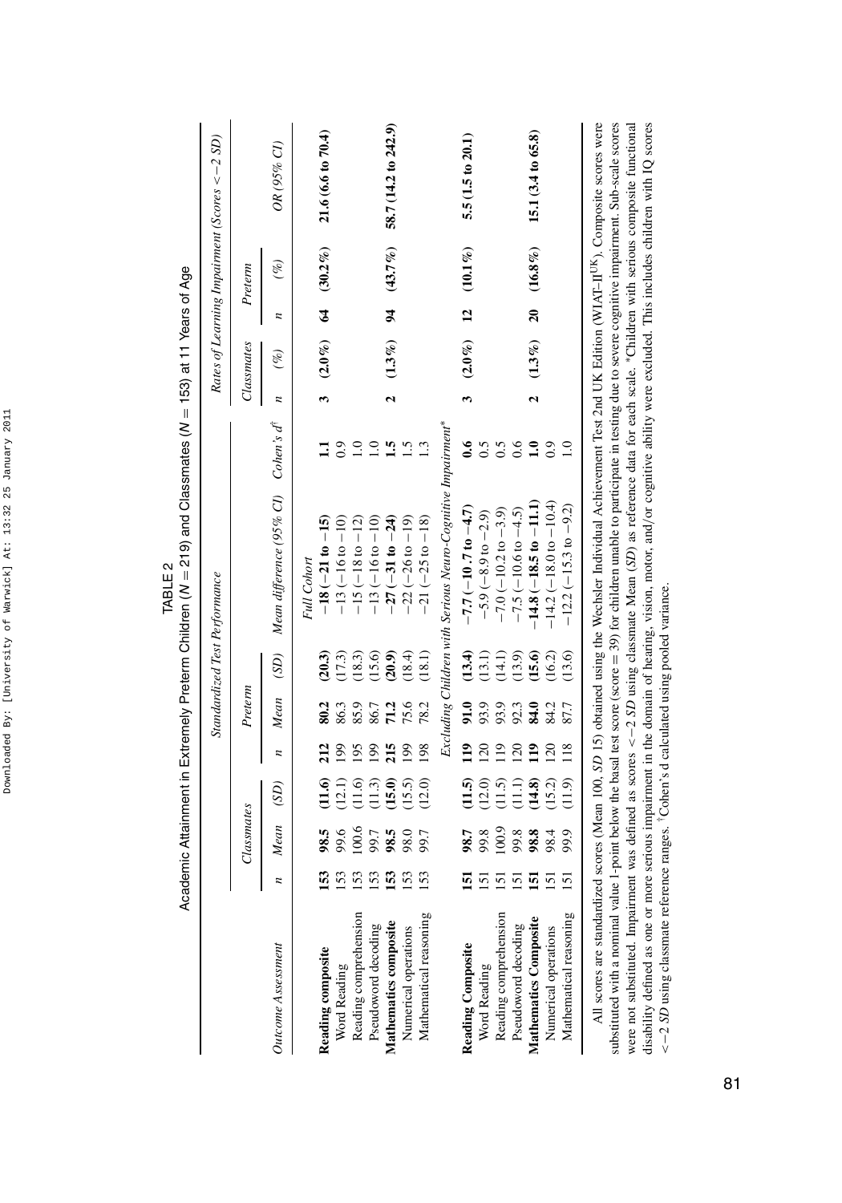TABLE 2

Academic Attainment in Extremely Preterm Children ($N = 219$) and Classmates ($N = 153$) at 11 Years of Age

| Outcome Assessment | Standardized Test Performance | | | | | | | | | Rates of Learning Impairment (Scores < −2 SD) | | | | |
|---|---|---|---|---|---|---|---|---|---|---|---|---|---|---|
| | Classmates | | | Preterm | | | | | | Classmates | | Preterm | | |
| | *n* | *Mean* | *(SD)* | *n* | *Mean* | *(SD)* | *Mean difference (95% CI)* | *Cohen's d*[†] | | *n* | *(%)* | *n* | *(%)* | *OR (95% CI)* |
| *Full Cohort* | | | | | | | | | | | | | | |
| **Reading composite** | **153** | **98.5** | **(11.6)** | **212** | **80.2** | **(20.3)** | **−18 (−21 to −15)** | **1.1** | | **3** | **(2.0%)** | **64** | **(30.2%)** | **21.6 (6.6 to 70.4)** |
| Word Reading | 153 | 99.6 | (12.1) | 199 | 86.3 | (17.3) | −13 (−16 to −10) | 0.9 | | | | | | |
| Reading comprehension | 153 | 100.6 | (11.6) | 195 | 85.9 | (18.3) | −15 (−18 to −12) | 1.0 | | | | | | |
| Pseudoword decoding | 153 | 99.7 | (11.3) | 199 | 86.7 | (15.6) | −13 (−16 to −10) | 1.0 | | | | | | |
| **Mathematics composite** | **153** | **98.5** | **(15.0)** | **215** | **71.2** | **(20.9)** | **−27 (−31 to −24)** | **1.5** | | **2** | **(1.3%)** | **94** | **(43.7%)** | **58.7 (14.2 to 242.9)** |
| Numerical operations | 153 | 98.0 | (15.5) | 199 | 75.6 | (18.4) | −22 (−26 to −19) | 1.5 | | | | | | |
| Mathematical reasoning | 153 | 99.7 | (12.0) | 198 | 78.2 | (18.1) | −21 (−25 to −18) | 1.3 | | | | | | |
| *Excluding Children with Serious Neuro-Cognitive Impairment** | | | | | | | | | | | | | | |
| **Reading Composite** | **151** | **98.7** | **(11.5)** | **119** | **91.0** | **(13.4)** | **−7.7 (−10.7 to −4.7)** | **0.6** | | **3** | **(2.0%)** | **12** | **(10.1%)** | **5.5 (1.5 to 20.1)** |
| Word Reading | 151 | 99.8 | (12.0) | 120 | 93.9 | (13.1) | −5.9 (−8.9 to −2.9) | 0.5 | | | | | | |
| Reading comprehension | 151 | 100.9 | (11.5) | 119 | 93.9 | (14.1) | −7.0 (−10.2 to −3.9) | 0.5 | | | | | | |
| Pseudoword decoding | 151 | 99.8 | (11.1) | 120 | 92.3 | (13.9) | −7.5 (−10.6 to −4.5) | 0.6 | | | | | | |
| **Mathematics Composite** | **151** | **98.8** | **(14.8)** | **119** | **84.0** | **(15.6)** | **−14.8 (−18.5 to −11.1)** | **1.0** | | **2** | **(1.3%)** | **20** | **(16.8%)** | **15.1 (3.4 to 65.8)** |
| Numerical operations | 151 | 98.4 | (15.2) | 120 | 84.2 | (16.2) | −14.2 (−18.0 to −10.4) | 0.9 | | | | | | |
| Mathematical reasoning | 151 | 99.9 | (11.9) | 118 | 87.7 | (13.6) | −12.2 (−15.3 to −9.2) | 1.0 | | | | | | |

All scores are standardized scores (Mean 100, *SD* 15) obtained using the Wechsler Individual Achievement Test 2nd UK Edition (WIAT–II[UK]). Composite scores were substituted with a nominal value 1-point below the basal test score (score = 39) for children unable to participate in testing due to severe cognitive impairment. Sub-scale scores were not substituted. Impairment was defined as scores < −2 *SD* using classmate Mean (*SD*) as reference data for each scale. *Children with serious composite functional disability defined as one or more serious impairment in the domain of hearing, vision, motor, and/or cognitive ability were excluded. This includes children with IQ scores < −2 *SD* using classmate reference ranges. [†]Cohen's d calculated using pooled variance.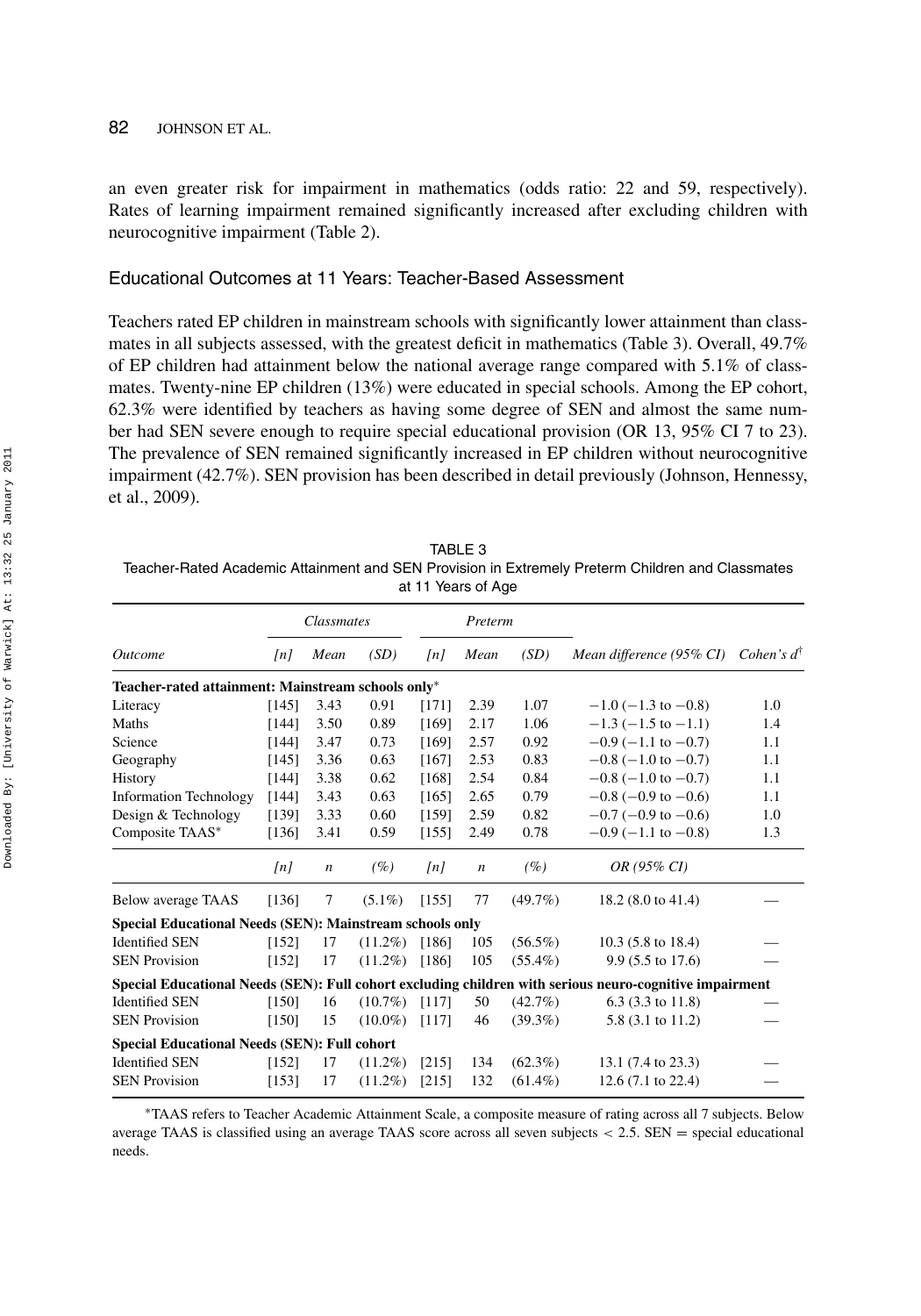an even greater risk for impairment in mathematics (odds ratio: 22 and 59, respectively). Rates of learning impairment remained significantly increased after excluding children with neurocognitive impairment (Table 2).

## Educational Outcomes at 11 Years: Teacher-Based Assessment

Teachers rated EP children in mainstream schools with significantly lower attainment than classmates in all subjects assessed, with the greatest deficit in mathematics (Table 3). Overall, 49.7% of EP children had attainment below the national average range compared with 5.1% of classmates. Twenty-nine EP children (13%) were educated in special schools. Among the EP cohort, 62.3% were identified by teachers as having some degree of SEN and almost the same number had SEN severe enough to require special educational provision (OR 13, 95% CI 7 to 23). The prevalence of SEN remained significantly increased in EP children without neurocognitive impairment (42.7%). SEN provision has been described in detail previously (Johnson, Hennessy, et al., 2009).

TABLE 3
Teacher-Rated Academic Attainment and SEN Provision in Extremely Preterm Children and Classmates at 11 Years of Age

| | Classmates | | | Preterm | | | | |
|---|---|---|---|---|---|---|---|---|
| *Outcome* | *[n]* | *Mean* | *(SD)* | *[n]* | *Mean* | *(SD)* | *Mean difference (95% CI)* | *Cohen's d*[†] |
| **Teacher-rated attainment: Mainstream schools only*** | | | | | | | | |
| Literacy | [145] | 3.43 | 0.91 | [171] | 2.39 | 1.07 | −1.0 (−1.3 to −0.8) | 1.0 |
| Maths | [144] | 3.50 | 0.89 | [169] | 2.17 | 1.06 | −1.3 (−1.5 to −1.1) | 1.4 |
| Science | [144] | 3.47 | 0.73 | [169] | 2.57 | 0.92 | −0.9 (−1.1 to −0.7) | 1.1 |
| Geography | [145] | 3.36 | 0.63 | [167] | 2.53 | 0.83 | −0.8 (−1.0 to −0.7) | 1.1 |
| History | [144] | 3.38 | 0.62 | [168] | 2.54 | 0.84 | −0.8 (−1.0 to −0.7) | 1.1 |
| Information Technology | [144] | 3.43 | 0.63 | [165] | 2.65 | 0.79 | −0.8 (−0.9 to −0.6) | 1.1 |
| Design & Technology | [139] | 3.33 | 0.60 | [159] | 2.59 | 0.82 | −0.7 (−0.9 to −0.6) | 1.0 |
| Composite TAAS* | [136] | 3.41 | 0.59 | [155] | 2.49 | 0.78 | −0.9 (−1.1 to −0.8) | 1.3 |
| | *[n]* | *n* | *(%)* | *[n]* | *n* | *(%)* | *OR (95% CI)* | |
| Below average TAAS | [136] | 7 | (5.1%) | [155] | 77 | (49.7%) | 18.2 (8.0 to 41.4) | — |
| **Special Educational Needs (SEN): Mainstream schools only** | | | | | | | | |
| Identified SEN | [152] | 17 | (11.2%) | [186] | 105 | (56.5%) | 10.3 (5.8 to 18.4) | — |
| SEN Provision | [152] | 17 | (11.2%) | [186] | 105 | (55.4%) | 9.9 (5.5 to 17.6) | — |
| **Special Educational Needs (SEN): Full cohort excluding children with serious neuro-cognitive impairment** | | | | | | | | |
| Identified SEN | [150] | 16 | (10.7%) | [117] | 50 | (42.7%) | 6.3 (3.3 to 11.8) | — |
| SEN Provision | [150] | 15 | (10.0%) | [117] | 46 | (39.3%) | 5.8 (3.1 to 11.2) | — |
| **Special Educational Needs (SEN): Full cohort** | | | | | | | | |
| Identified SEN | [152] | 17 | (11.2%) | [215] | 134 | (62.3%) | 13.1 (7.4 to 23.3) | — |
| SEN Provision | [153] | 17 | (11.2%) | [215] | 132 | (61.4%) | 12.6 (7.1 to 22.4) | — |

*TAAS refers to Teacher Academic Attainment Scale, a composite measure of rating across all 7 subjects. Below average TAAS is classified using an average TAAS score across all seven subjects < 2.5. SEN = special educational needs.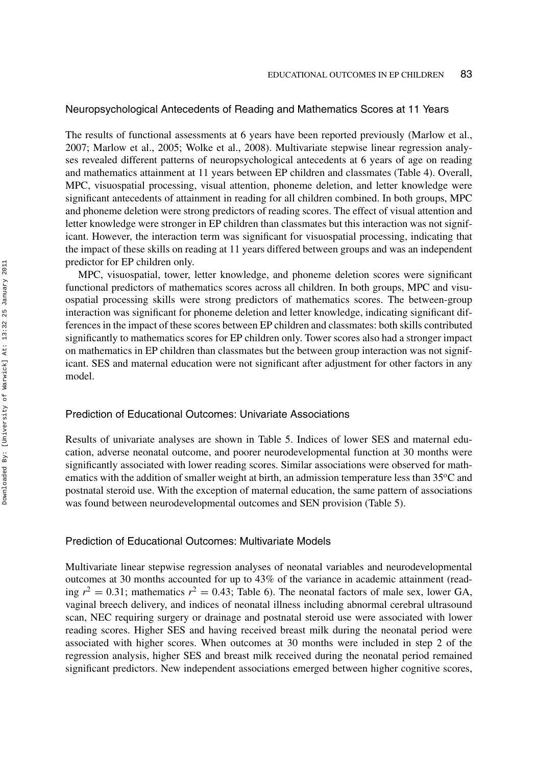### Neuropsychological Antecedents of Reading and Mathematics Scores at 11 Years

The results of functional assessments at 6 years have been reported previously (Marlow et al., 2007; Marlow et al., 2005; Wolke et al., 2008). Multivariate stepwise linear regression analyses revealed different patterns of neuropsychological antecedents at 6 years of age on reading and mathematics attainment at 11 years between EP children and classmates (Table 4). Overall, MPC, visuospatial processing, visual attention, phoneme deletion, and letter knowledge were significant antecedents of attainment in reading for all children combined. In both groups, MPC and phoneme deletion were strong predictors of reading scores. The effect of visual attention and letter knowledge were stronger in EP children than classmates but this interaction was not significant. However, the interaction term was significant for visuospatial processing, indicating that the impact of these skills on reading at 11 years differed between groups and was an independent predictor for EP children only.

MPC, visuospatial, tower, letter knowledge, and phoneme deletion scores were significant functional predictors of mathematics scores across all children. In both groups, MPC and visuospatial processing skills were strong predictors of mathematics scores. The between-group interaction was significant for phoneme deletion and letter knowledge, indicating significant differences in the impact of these scores between EP children and classmates: both skills contributed significantly to mathematics scores for EP children only. Tower scores also had a stronger impact on mathematics in EP children than classmates but the between group interaction was not significant. SES and maternal education were not significant after adjustment for other factors in any model.

### Prediction of Educational Outcomes: Univariate Associations

Results of univariate analyses are shown in Table 5. Indices of lower SES and maternal education, adverse neonatal outcome, and poorer neurodevelopmental function at 30 months were significantly associated with lower reading scores. Similar associations were observed for mathematics with the addition of smaller weight at birth, an admission temperature less than 35°C and postnatal steroid use. With the exception of maternal education, the same pattern of associations was found between neurodevelopmental outcomes and SEN provision (Table 5).

### Prediction of Educational Outcomes: Multivariate Models

Multivariate linear stepwise regression analyses of neonatal variables and neurodevelopmental outcomes at 30 months accounted for up to 43% of the variance in academic attainment (reading $r^2 = 0.31$; mathematics $r^2 = 0.43$; Table 6). The neonatal factors of male sex, lower GA, vaginal breech delivery, and indices of neonatal illness including abnormal cerebral ultrasound scan, NEC requiring surgery or drainage and postnatal steroid use were associated with lower reading scores. Higher SES and having received breast milk during the neonatal period were associated with higher scores. When outcomes at 30 months were included in step 2 of the regression analysis, higher SES and breast milk received during the neonatal period remained significant predictors. New independent associations emerged between higher cognitive scores,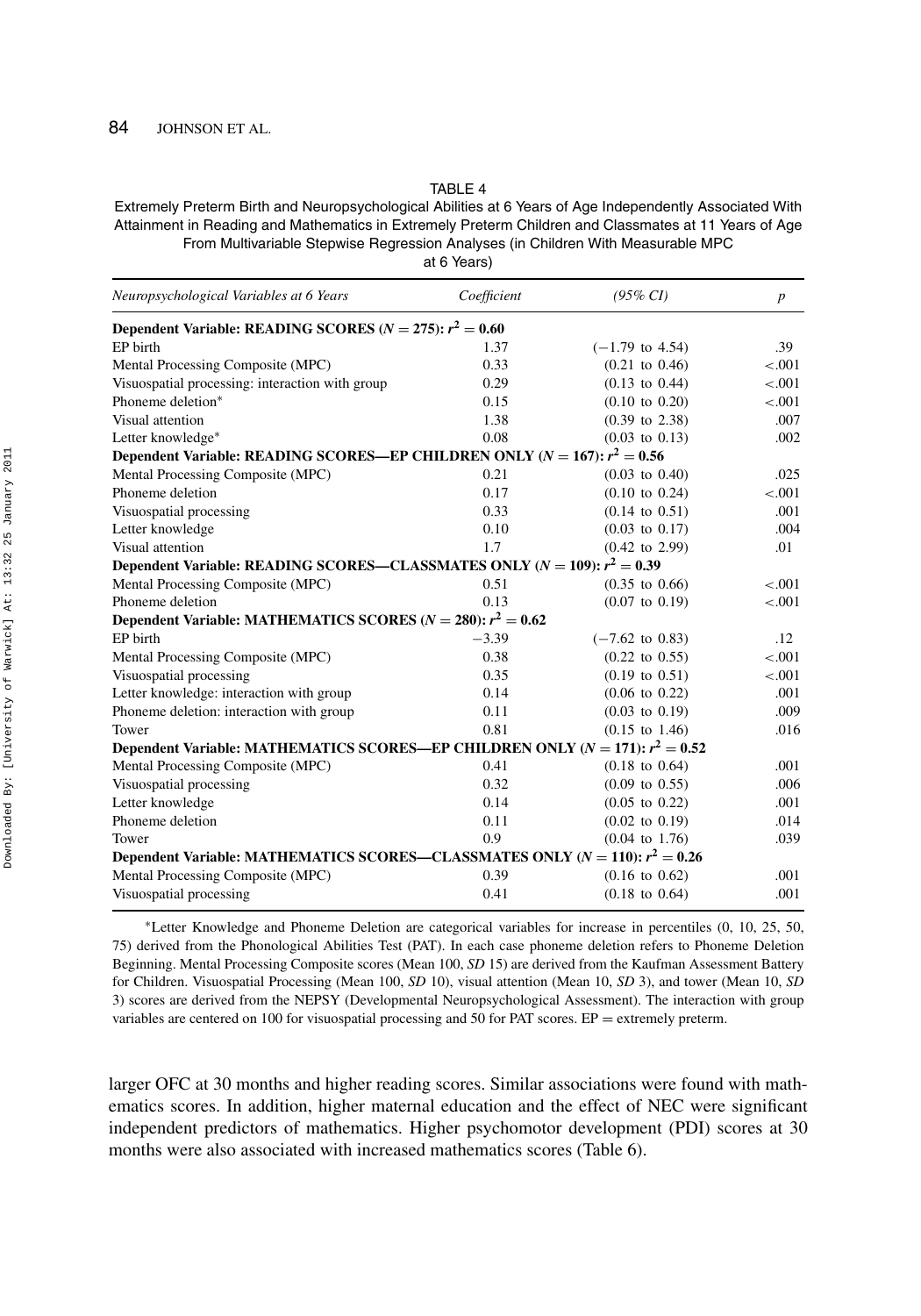TABLE 4

Extremely Preterm Birth and Neuropsychological Abilities at 6 Years of Age Independently Associated With Attainment in Reading and Mathematics in Extremely Preterm Children and Classmates at 11 Years of Age From Multivariable Stepwise Regression Analyses (in Children With Measurable MPC at 6 Years)

| *Neuropsychological Variables at 6 Years* | *Coefficient* | *(95% CI)* | *p* |
|---|---|---|---|
| **Dependent Variable: READING SCORES ($N = 275$): $r^2 = 0.60$** | | | |
| EP birth | 1.37 | (−1.79 to 4.54) | .39 |
| Mental Processing Composite (MPC) | 0.33 | (0.21 to 0.46) | <.001 |
| Visuospatial processing: interaction with group | 0.29 | (0.13 to 0.44) | <.001 |
| Phoneme deletion* | 0.15 | (0.10 to 0.20) | <.001 |
| Visual attention | 1.38 | (0.39 to 2.38) | .007 |
| Letter knowledge* | 0.08 | (0.03 to 0.13) | .002 |
| **Dependent Variable: READING SCORES—EP CHILDREN ONLY ($N = 167$): $r^2 = 0.56$** | | | |
| Mental Processing Composite (MPC) | 0.21 | (0.03 to 0.40) | .025 |
| Phoneme deletion | 0.17 | (0.10 to 0.24) | <.001 |
| Visuospatial processing | 0.33 | (0.14 to 0.51) | .001 |
| Letter knowledge | 0.10 | (0.03 to 0.17) | .004 |
| Visual attention | 1.7 | (0.42 to 2.99) | .01 |
| **Dependent Variable: READING SCORES—CLASSMATES ONLY ($N = 109$): $r^2 = 0.39$** | | | |
| Mental Processing Composite (MPC) | 0.51 | (0.35 to 0.66) | <.001 |
| Phoneme deletion | 0.13 | (0.07 to 0.19) | <.001 |
| **Dependent Variable: MATHEMATICS SCORES ($N = 280$): $r^2 = 0.62$** | | | |
| EP birth | −3.39 | (−7.62 to 0.83) | .12 |
| Mental Processing Composite (MPC) | 0.38 | (0.22 to 0.55) | <.001 |
| Visuospatial processing | 0.35 | (0.19 to 0.51) | <.001 |
| Letter knowledge: interaction with group | 0.14 | (0.06 to 0.22) | .001 |
| Phoneme deletion: interaction with group | 0.11 | (0.03 to 0.19) | .009 |
| Tower | 0.81 | (0.15 to 1.46) | .016 |
| **Dependent Variable: MATHEMATICS SCORES—EP CHILDREN ONLY ($N = 171$): $r^2 = 0.52$** | | | |
| Mental Processing Composite (MPC) | 0.41 | (0.18 to 0.64) | .001 |
| Visuospatial processing | 0.32 | (0.09 to 0.55) | .006 |
| Letter knowledge | 0.14 | (0.05 to 0.22) | .001 |
| Phoneme deletion | 0.11 | (0.02 to 0.19) | .014 |
| Tower | 0.9 | (0.04 to 1.76) | .039 |
| **Dependent Variable: MATHEMATICS SCORES—CLASSMATES ONLY ($N = 110$): $r^2 = 0.26$** | | | |
| Mental Processing Composite (MPC) | 0.39 | (0.16 to 0.62) | .001 |
| Visuospatial processing | 0.41 | (0.18 to 0.64) | .001 |

*Letter Knowledge and Phoneme Deletion are categorical variables for increase in percentiles (0, 10, 25, 50, 75) derived from the Phonological Abilities Test (PAT). In each case phoneme deletion refers to Phoneme Deletion Beginning. Mental Processing Composite scores (Mean 100, *SD* 15) are derived from the Kaufman Assessment Battery for Children. Visuospatial Processing (Mean 100, *SD* 10), visual attention (Mean 10, *SD* 3), and tower (Mean 10, *SD* 3) scores are derived from the NEPSY (Developmental Neuropsychological Assessment). The interaction with group variables are centered on 100 for visuospatial processing and 50 for PAT scores. EP = extremely preterm.

larger OFC at 30 months and higher reading scores. Similar associations were found with mathematics scores. In addition, higher maternal education and the effect of NEC were significant independent predictors of mathematics. Higher psychomotor development (PDI) scores at 30 months were also associated with increased mathematics scores (Table 6).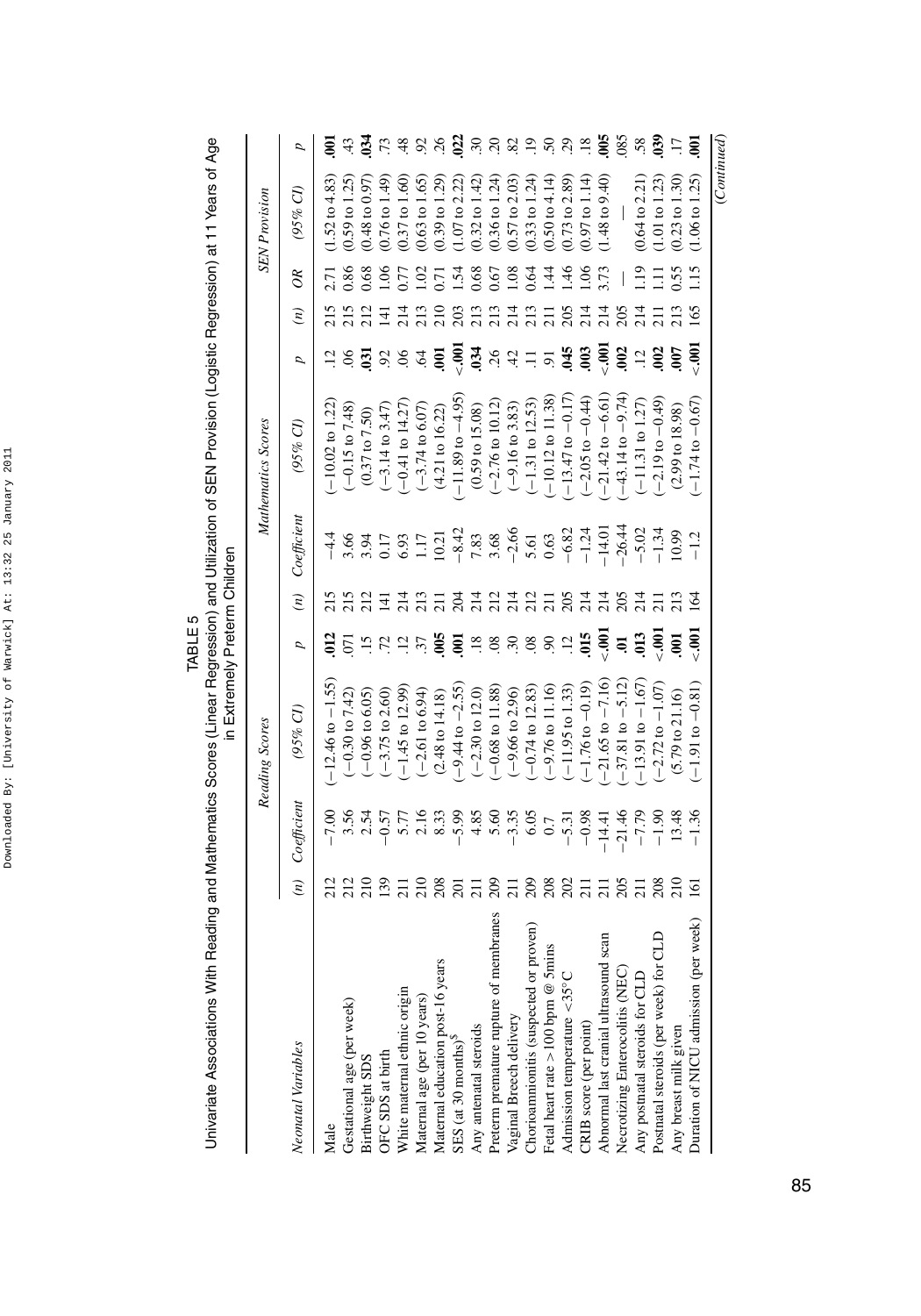TABLE 5

Univariate Associations With Reading and Mathematics Scores (Linear Regression) and Utilization of SEN Provision (Logistic Regression) at 11 Years of Age in Extremely Preterm Children

| Neonatal Variables | Reading Scores | | | | Mathematics Scores | | | | SEN Provision | | | |
|---|---|---|---|---|---|---|---|---|---|---|---|---|
| | (n) | Coefficient | (95% CI) | p | (n) | Coefficient | (95% CI) | p | (n) | OR | (95% CI) | p |
| Male | 212 | −7.00 | (−12.46 to −1.55) | **.012** | 215 | −4.4 | (−10.02 to 1.22) | .12 | 215 | 2.71 | (1.52 to 4.83) | **.001** |
| Gestational age (per week) | 212 | 3.56 | (−0.30 to 7.42) | .071 | 215 | 3.66 | (−0.15 to 7.48) | .06 | 215 | 0.86 | (0.59 to 1.25) | .43 |
| Birthweight SDS | 210 | 2.54 | (−0.96 to 6.05) | .15 | 212 | 3.94 | (0.37 to 7.50) | **.031** | 212 | 0.68 | (0.48 to 0.97) | **.034** |
| OFC SDS at birth | 139 | −0.57 | (−3.75 to 2.60) | .72 | 141 | 0.17 | (−3.14 to 3.47) | .92 | 141 | 1.06 | (0.76 to 1.49) | .73 |
| White maternal ethnic origin | 211 | 5.77 | (−1.45 to 12.99) | .12 | 214 | 6.93 | (−0.41 to 14.27) | .06 | 214 | 0.77 | (0.37 to 1.60) | .48 |
| Maternal age (per 10 years) | 210 | 2.16 | (−2.61 to 6.94) | .37 | 213 | 1.17 | (−3.74 to 6.07) | .64 | 213 | 1.02 | (0.63 to 1.65) | .92 |
| Maternal education post-16 years | 208 | 8.33 | (2.48 to 14.18) | **.005** | 211 | 10.21 | (4.21 to 16.22) | **.001** | 210 | 0.71 | (0.39 to 1.29) | .26 |
| SES (at 30 months)[§] | 201 | −5.99 | (−9.44 to −2.55) | **.001** | 204 | −8.42 | (−11.89 to −4.95) | **<.001** | 203 | 1.54 | (1.07 to 2.22) | **.022** |
| Any antenatal steroids | 211 | 4.85 | (−2.30 to 12.0) | .18 | 214 | 7.83 | (0.59 to 15.08) | **.034** | 213 | 0.68 | (0.32 to 1.42) | .30 |
| Preterm premature rupture of membranes | 209 | 5.60 | (−0.68 to 11.88) | .08 | 212 | 3.68 | (−2.76 to 10.12) | .26 | 213 | 0.67 | (0.36 to 1.24) | .20 |
| Vaginal Breech delivery | 211 | −3.35 | (−9.66 to 2.96) | .30 | 214 | −2.66 | (−9.16 to 3.83) | .42 | 214 | 1.08 | (0.57 to 2.03) | .82 |
| Chorioamnionitis (suspected or proven) | 209 | 6.05 | (−0.74 to 12.83) | .08 | 212 | 5.61 | (−1.31 to 12.53) | .11 | 213 | 0.64 | (0.33 to 1.24) | .19 |
| Fetal heart rate >100 bpm @ 5mins | 208 | 0.7 | (−9.76 to 11.16) | .90 | 211 | 0.63 | (−10.12 to 11.38) | .91 | 211 | 1.44 | (0.50 to 4.14) | .50 |
| Admission temperature <35°C | 202 | −5.31 | (−11.95 to 1.33) | .12 | 205 | −6.82 | (−13.47 to −0.17) | **.045** | 205 | 1.46 | (0.73 to 2.89) | .29 |
| CRIB score (per point) | 211 | −0.98 | (−1.76 to −0.19) | **.015** | 214 | −1.24 | (−2.05 to −0.44) | **.003** | 214 | 1.06 | (0.97 to 1.14) | .18 |
| Abnormal last cranial ultrasound scan | 211 | −14.41 | (−21.65 to −7.16) | **<.001** | 214 | −14.01 | (−21.42 to −6.61) | **<.001** | 214 | 3.73 | (1.48 to 9.40) | **.005** |
| Necrotizing Enterocolitis (NEC) | 205 | −21.46 | (−37.81 to −5.12) | **.01** | 205 | −26.44 | (−43.14 to −9.74) | **.002** | 205 | — | — | .085 |
| Any postnatal steroids for CLD | 211 | −7.79 | (−13.91 to −1.67) | **.013** | 214 | −5.02 | (−11.31 to 1.27) | .12 | 214 | 1.19 | (0.64 to 2.21) | .58 |
| Postnatal steroids (per week) for CLD | 208 | −1.90 | (−2.72 to −1.07) | **<.001** | 211 | −1.34 | (−2.19 to −0.49) | **.002** | 211 | 1.11 | (1.01 to 1.23) | **.039** |
| Any breast milk given | 210 | 13.48 | (5.79 to 21.16) | **.001** | 213 | 10.99 | (2.99 to 18.98) | **.007** | 213 | 0.55 | (0.23 to 1.30) | .17 |
| Duration of NICU admission (per week) | 161 | −1.36 | (−1.91 to −0.81) | **<.001** | 164 | −1.2 | (−1.74 to −0.67) | **<.001** | 165 | 1.15 | (1.06 to 1.25) | **.001** |

*(Continued)*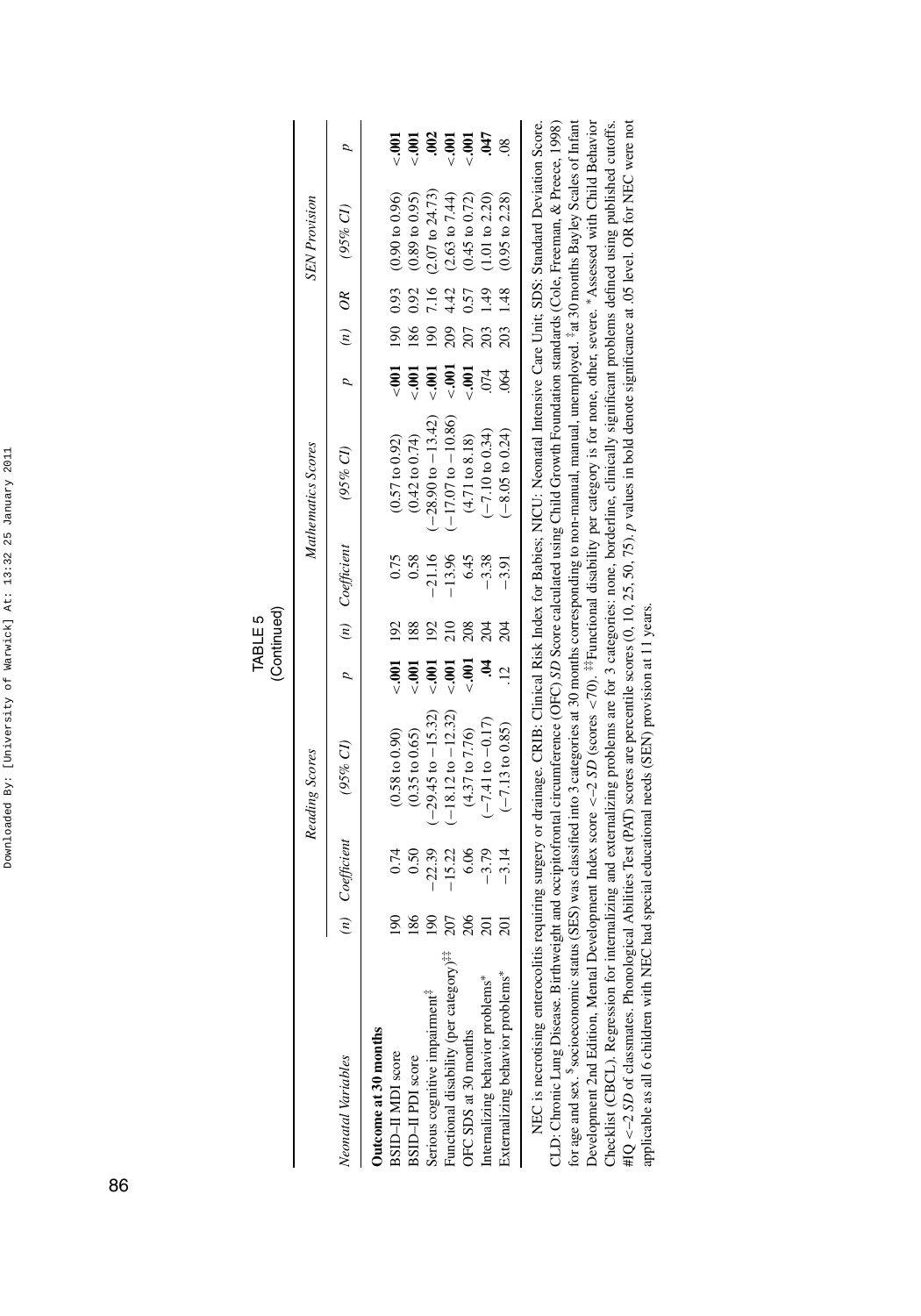TABLE 5
(Continued)

| Neonatal Variables | Reading Scores | | | | Mathematics Scores | | | | SEN Provision | | | |
|---|---|---|---|---|---|---|---|---|---|---|---|---|
| | (n) | Coefficient | (95% CI) | p | (n) | Coefficient | (95% CI) | p | (n) | OR | (95% CI) | p |
| **Outcome at 30 months** | | | | | | | | | | | | |
| BSID–II MDI score | 190 | 0.74 | (0.58 to 0.90) | **<.001** | 192 | 0.75 | (0.57 to 0.92) | **<.001** | 190 | 0.93 | (0.90 to 0.96) | **<.001** |
| BSID–II PDI score | 186 | 0.50 | (0.35 to 0.65) | **<.001** | 188 | 0.58 | (0.42 to 0.74) | **<.001** | 186 | 0.92 | (0.89 to 0.95) | **<.001** |
| Serious cognitive impairment[‡] | 190 | −22.39 | (−29.45 to −15.32) | **<.001** | 192 | −21.16 | (−28.90 to −13.42) | **<.001** | 190 | 7.16 | (2.07 to 24.73) | **.002** |
| Functional disability (per category)[‡‡] | 207 | −15.22 | (−18.12 to −12.32) | **<.001** | 210 | −13.96 | (−17.07 to −10.86) | **<.001** | 209 | 4.42 | (2.63 to 7.44) | **<.001** |
| OFC SDS at 30 months | 206 | 6.06 | (4.37 to 7.76) | **<.001** | 208 | 6.45 | (4.71 to 8.18) | **<.001** | 207 | 0.57 | (0.45 to 0.72) | **<.001** |
| Internalizing behavior problems* | 201 | −3.79 | (−7.41 to −0.17) | **.04** | 204 | −3.38 | (−7.10 to 0.34) | .074 | 203 | 1.49 | (1.01 to 2.20) | **.047** |
| Externalizing behavior problems* | 201 | −3.14 | (−7.13 to 0.85) | .12 | 204 | −3.91 | (−8.05 to 0.24) | .064 | 203 | 1.48 | (0.95 to 2.28) | .08 |

NEC is necrotising enterocolitis requiring surgery or drainage. CRIB: Clinical Risk Index for Babies; NICU: Neonatal Intensive Care Unit; SDS: Standard Deviation Score. CLD: Chronic Lung Disease. Birthweight and occipitofrontal circumference (OFC) *SD* Score calculated using Child Growth Foundation standards (Cole, Freeman, & Preece, 1998) for age and sex. [§]socioeconomic status (SES) was classified into 3 categories at 30 months corresponding to non-manual, manual, unemployed. [‡]at 30 months Bayley Scales of Infant Development 2nd Edition, Mental Development Index score $<-2$ *SD* (scores $<70$). [‡‡]Functional disability per category is for none, other, severe. *Assessed with Child Behavior Checklist (CBCL). Regression for internalizing and externalizing problems are for 3 categories: none, borderline, clinically significant problems defined using published cutoffs. #IQ $<-2$ *SD* of classmates. Phonological Abilities Test (PAT) scores are percentile scores (0, 10, 25, 50, 75). *p* values in bold denote significance at .05 level. OR for NEC were not applicable as all 6 children with NEC had special educational needs (SEN) provision at 11 years.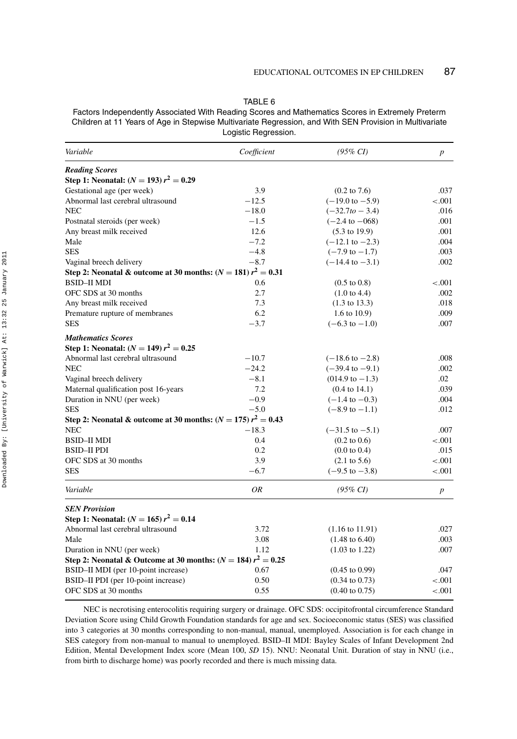TABLE 6

Factors Independently Associated With Reading Scores and Mathematics Scores in Extremely Preterm Children at 11 Years of Age in Stepwise Multivariate Regression, and With SEN Provision in Multivariate Logistic Regression.

| *Variable* | *Coefficient* | *(95% CI)* | *p* |
|---|---|---|---|
| ***Reading Scores*** | | | |
| **Step 1: Neonatal: ($N = 193$) $r^2 = 0.29$** | | | |
| Gestational age (per week) | 3.9 | (0.2 to 7.6) | .037 |
| Abnormal last cerebral ultrasound | −12.5 | (−19.0 to −5.9) | <.001 |
| NEC | −18.0 | (−32.7*to* − 3.4) | .016 |
| Postnatal steroids (per week) | −1.5 | (−2.4 to −068) | .001 |
| Any breast milk received | 12.6 | (5.3 to 19.9) | .001 |
| Male | −7.2 | (−12.1 to −2.3) | .004 |
| SES | −4.8 | (−7.9 to −1.7) | .003 |
| Vaginal breech delivery | −8.7 | (−14.4 to −3.1) | .002 |
| **Step 2: Neonatal & outcome at 30 months: ($N = 181$) $r^2 = 0.31$** | | | |
| BSID–II MDI | 0.6 | (0.5 to 0.8) | <.001 |
| OFC SDS at 30 months | 2.7 | (1.0 to 4.4) | .002 |
| Any breast milk received | 7.3 | (1.3 to 13.3) | .018 |
| Premature rupture of membranes | 6.2 | 1.6 to 10.9) | .009 |
| SES | −3.7 | (−6.3 to −1.0) | .007 |
| ***Mathematics Scores*** | | | |
| **Step 1: Neonatal: ($N = 149$) $r^2 = 0.25$** | | | |
| Abnormal last cerebral ultrasound | −10.7 | (−18.6 to −2.8) | .008 |
| NEC | −24.2 | (−39.4 to −9.1) | .002 |
| Vaginal breech delivery | −8.1 | (014.9 to −1.3) | .02 |
| Maternal qualification post 16-years | 7.2 | (0.4 to 14.1) | .039 |
| Duration in NNU (per week) | −0.9 | (−1.4 to −0.3) | .004 |
| SES | −5.0 | (−8.9 to −1.1) | .012 |
| **Step 2: Neonatal & outcome at 30 months: ($N = 175$) $r^2 = 0.43$** | | | |
| NEC | −18.3 | (−31.5 to −5.1) | .007 |
| BSID–II MDI | 0.4 | (0.2 to 0.6) | <.001 |
| BSID–II PDI | 0.2 | (0.0 to 0.4) | .015 |
| OFC SDS at 30 months | 3.9 | (2.1 to 5.6) | <.001 |
| SES | −6.7 | (−9.5 to −3.8) | <.001 |

| *Variable* | *OR* | *(95% CI)* | *p* |
|---|---|---|---|
| ***SEN Provision*** | | | |
| **Step 1: Neonatal: ($N = 165$) $r^2 = 0.14$** | | | |
| Abnormal last cerebral ultrasound | 3.72 | (1.16 to 11.91) | .027 |
| Male | 3.08 | (1.48 to 6.40) | .003 |
| Duration in NNU (per week) | 1.12 | (1.03 to 1.22) | .007 |
| **Step 2: Neonatal & Outcome at 30 months: ($N = 184$) $r^2 = 0.25$** | | | |
| BSID–II MDI (per 10-point increase) | 0.67 | (0.45 to 0.99) | .047 |
| BSID–II PDI (per 10-point increase) | 0.50 | (0.34 to 0.73) | <.001 |
| OFC SDS at 30 months | 0.55 | (0.40 to 0.75) | <.001 |

NEC is necrotising enterocolitis requiring surgery or drainage. OFC SDS: occipitofrontal circumference Standard Deviation Score using Child Growth Foundation standards for age and sex. Socioeconomic status (SES) was classified into 3 categories at 30 months corresponding to non-manual, manual, unemployed. Association is for each change in SES category from non-manual to manual to unemployed. BSID–II MDI: Bayley Scales of Infant Development 2nd Edition, Mental Development Index score (Mean 100, *SD* 15). NNU: Neonatal Unit. Duration of stay in NNU (i.e., from birth to discharge home) was poorly recorded and there is much missing data.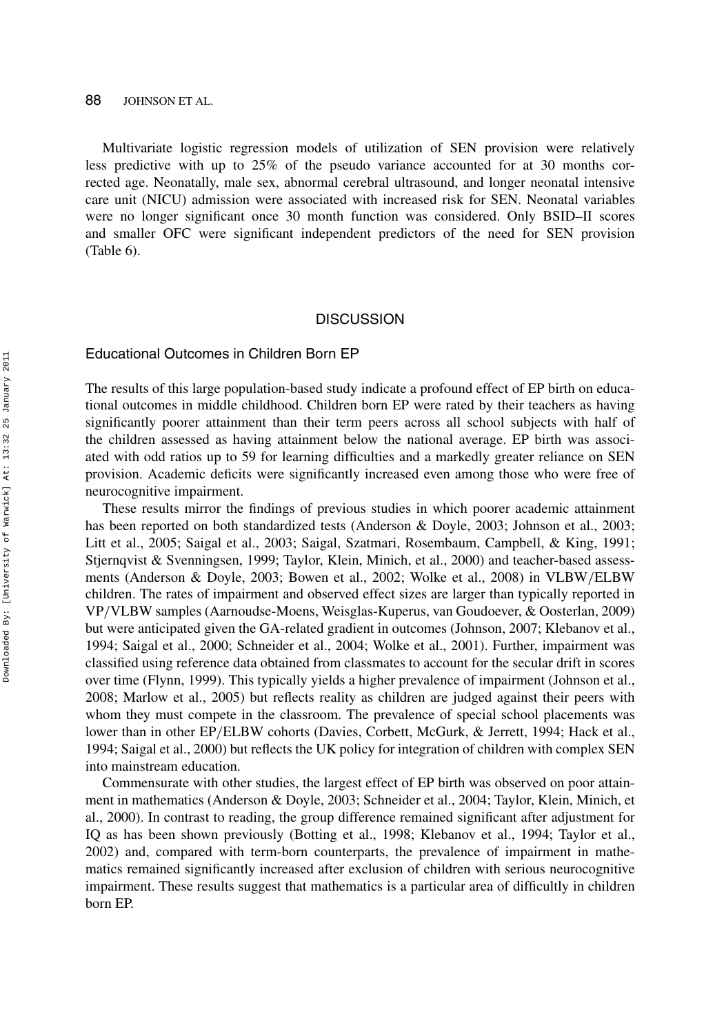Multivariate logistic regression models of utilization of SEN provision were relatively less predictive with up to 25% of the pseudo variance accounted for at 30 months corrected age. Neonatally, male sex, abnormal cerebral ultrasound, and longer neonatal intensive care unit (NICU) admission were associated with increased risk for SEN. Neonatal variables were no longer significant once 30 month function was considered. Only BSID–II scores and smaller OFC were significant independent predictors of the need for SEN provision (Table 6).

## DISCUSSION

### Educational Outcomes in Children Born EP

The results of this large population-based study indicate a profound effect of EP birth on educational outcomes in middle childhood. Children born EP were rated by their teachers as having significantly poorer attainment than their term peers across all school subjects with half of the children assessed as having attainment below the national average. EP birth was associated with odd ratios up to 59 for learning difficulties and a markedly greater reliance on SEN provision. Academic deficits were significantly increased even among those who were free of neurocognitive impairment.

These results mirror the findings of previous studies in which poorer academic attainment has been reported on both standardized tests (Anderson & Doyle, 2003; Johnson et al., 2003; Litt et al., 2005; Saigal et al., 2003; Saigal, Szatmari, Rosembaum, Campbell, & King, 1991; Stjernqvist & Svenningsen, 1999; Taylor, Klein, Minich, et al., 2000) and teacher-based assessments (Anderson & Doyle, 2003; Bowen et al., 2002; Wolke et al., 2008) in VLBW/ELBW children. The rates of impairment and observed effect sizes are larger than typically reported in VP/VLBW samples (Aarnoudse-Moens, Weisglas-Kuperus, van Goudoever, & Oosterlan, 2009) but were anticipated given the GA-related gradient in outcomes (Johnson, 2007; Klebanov et al., 1994; Saigal et al., 2000; Schneider et al., 2004; Wolke et al., 2001). Further, impairment was classified using reference data obtained from classmates to account for the secular drift in scores over time (Flynn, 1999). This typically yields a higher prevalence of impairment (Johnson et al., 2008; Marlow et al., 2005) but reflects reality as children are judged against their peers with whom they must compete in the classroom. The prevalence of special school placements was lower than in other EP/ELBW cohorts (Davies, Corbett, McGurk, & Jerrett, 1994; Hack et al., 1994; Saigal et al., 2000) but reflects the UK policy for integration of children with complex SEN into mainstream education.

Commensurate with other studies, the largest effect of EP birth was observed on poor attainment in mathematics (Anderson & Doyle, 2003; Schneider et al., 2004; Taylor, Klein, Minich, et al., 2000). In contrast to reading, the group difference remained significant after adjustment for IQ as has been shown previously (Botting et al., 1998; Klebanov et al., 1994; Taylor et al., 2002) and, compared with term-born counterparts, the prevalence of impairment in mathematics remained significantly increased after exclusion of children with serious neurocognitive impairment. These results suggest that mathematics is a particular area of difficultly in children born EP.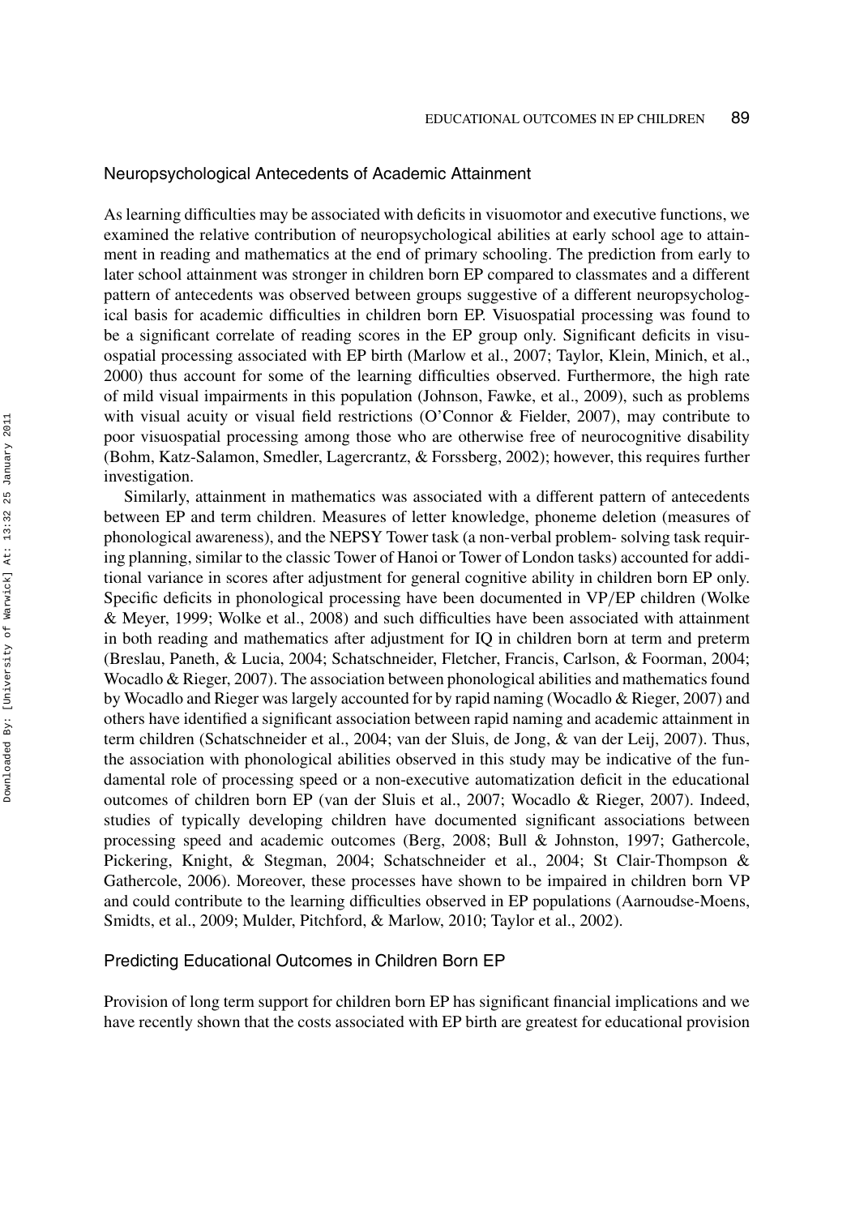## Neuropsychological Antecedents of Academic Attainment

As learning difficulties may be associated with deficits in visuomotor and executive functions, we examined the relative contribution of neuropsychological abilities at early school age to attainment in reading and mathematics at the end of primary schooling. The prediction from early to later school attainment was stronger in children born EP compared to classmates and a different pattern of antecedents was observed between groups suggestive of a different neuropsychological basis for academic difficulties in children born EP. Visuospatial processing was found to be a significant correlate of reading scores in the EP group only. Significant deficits in visuospatial processing associated with EP birth (Marlow et al., 2007; Taylor, Klein, Minich, et al., 2000) thus account for some of the learning difficulties observed. Furthermore, the high rate of mild visual impairments in this population (Johnson, Fawke, et al., 2009), such as problems with visual acuity or visual field restrictions (O'Connor & Fielder, 2007), may contribute to poor visuospatial processing among those who are otherwise free of neurocognitive disability (Bohm, Katz-Salamon, Smedler, Lagercrantz, & Forssberg, 2002); however, this requires further investigation.

Similarly, attainment in mathematics was associated with a different pattern of antecedents between EP and term children. Measures of letter knowledge, phoneme deletion (measures of phonological awareness), and the NEPSY Tower task (a non-verbal problem- solving task requiring planning, similar to the classic Tower of Hanoi or Tower of London tasks) accounted for additional variance in scores after adjustment for general cognitive ability in children born EP only. Specific deficits in phonological processing have been documented in VP/EP children (Wolke & Meyer, 1999; Wolke et al., 2008) and such difficulties have been associated with attainment in both reading and mathematics after adjustment for IQ in children born at term and preterm (Breslau, Paneth, & Lucia, 2004; Schatschneider, Fletcher, Francis, Carlson, & Foorman, 2004; Wocadlo & Rieger, 2007). The association between phonological abilities and mathematics found by Wocadlo and Rieger was largely accounted for by rapid naming (Wocadlo & Rieger, 2007) and others have identified a significant association between rapid naming and academic attainment in term children (Schatschneider et al., 2004; van der Sluis, de Jong, & van der Leij, 2007). Thus, the association with phonological abilities observed in this study may be indicative of the fundamental role of processing speed or a non-executive automatization deficit in the educational outcomes of children born EP (van der Sluis et al., 2007; Wocadlo & Rieger, 2007). Indeed, studies of typically developing children have documented significant associations between processing speed and academic outcomes (Berg, 2008; Bull & Johnston, 1997; Gathercole, Pickering, Knight, & Stegman, 2004; Schatschneider et al., 2004; St Clair-Thompson & Gathercole, 2006). Moreover, these processes have shown to be impaired in children born VP and could contribute to the learning difficulties observed in EP populations (Aarnoudse-Moens, Smidts, et al., 2009; Mulder, Pitchford, & Marlow, 2010; Taylor et al., 2002).

## Predicting Educational Outcomes in Children Born EP

Provision of long term support for children born EP has significant financial implications and we have recently shown that the costs associated with EP birth are greatest for educational provision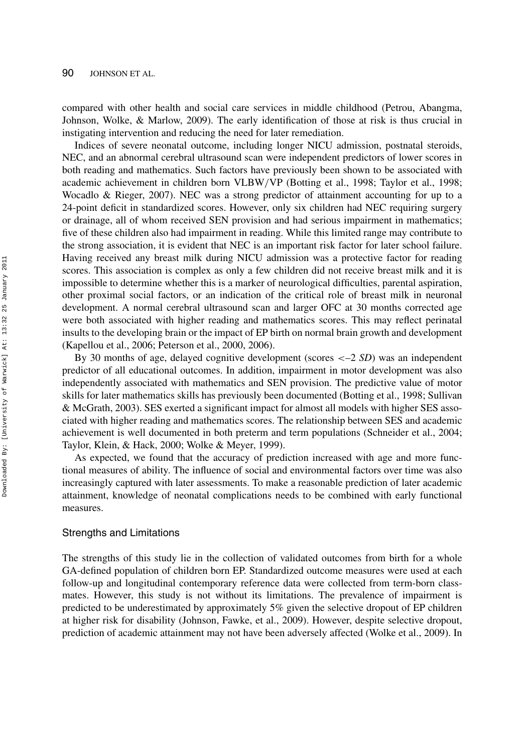compared with other health and social care services in middle childhood (Petrou, Abangma, Johnson, Wolke, & Marlow, 2009). The early identification of those at risk is thus crucial in instigating intervention and reducing the need for later remediation.

Indices of severe neonatal outcome, including longer NICU admission, postnatal steroids, NEC, and an abnormal cerebral ultrasound scan were independent predictors of lower scores in both reading and mathematics. Such factors have previously been shown to be associated with academic achievement in children born VLBW/VP (Botting et al., 1998; Taylor et al., 1998; Wocadlo & Rieger, 2007). NEC was a strong predictor of attainment accounting for up to a 24-point deficit in standardized scores. However, only six children had NEC requiring surgery or drainage, all of whom received SEN provision and had serious impairment in mathematics; five of these children also had impairment in reading. While this limited range may contribute to the strong association, it is evident that NEC is an important risk factor for later school failure. Having received any breast milk during NICU admission was a protective factor for reading scores. This association is complex as only a few children did not receive breast milk and it is impossible to determine whether this is a marker of neurological difficulties, parental aspiration, other proximal social factors, or an indication of the critical role of breast milk in neuronal development. A normal cerebral ultrasound scan and larger OFC at 30 months corrected age were both associated with higher reading and mathematics scores. This may reflect perinatal insults to the developing brain or the impact of EP birth on normal brain growth and development (Kapellou et al., 2006; Peterson et al., 2000, 2006).

By 30 months of age, delayed cognitive development (scores <–2 *SD*) was an independent predictor of all educational outcomes. In addition, impairment in motor development was also independently associated with mathematics and SEN provision. The predictive value of motor skills for later mathematics skills has previously been documented (Botting et al., 1998; Sullivan & McGrath, 2003). SES exerted a significant impact for almost all models with higher SES associated with higher reading and mathematics scores. The relationship between SES and academic achievement is well documented in both preterm and term populations (Schneider et al., 2004; Taylor, Klein, & Hack, 2000; Wolke & Meyer, 1999).

As expected, we found that the accuracy of prediction increased with age and more functional measures of ability. The influence of social and environmental factors over time was also increasingly captured with later assessments. To make a reasonable prediction of later academic attainment, knowledge of neonatal complications needs to be combined with early functional measures.

### Strengths and Limitations

The strengths of this study lie in the collection of validated outcomes from birth for a whole GA-defined population of children born EP. Standardized outcome measures were used at each follow-up and longitudinal contemporary reference data were collected from term-born classmates. However, this study is not without its limitations. The prevalence of impairment is predicted to be underestimated by approximately 5% given the selective dropout of EP children at higher risk for disability (Johnson, Fawke, et al., 2009). However, despite selective dropout, prediction of academic attainment may not have been adversely affected (Wolke et al., 2009). In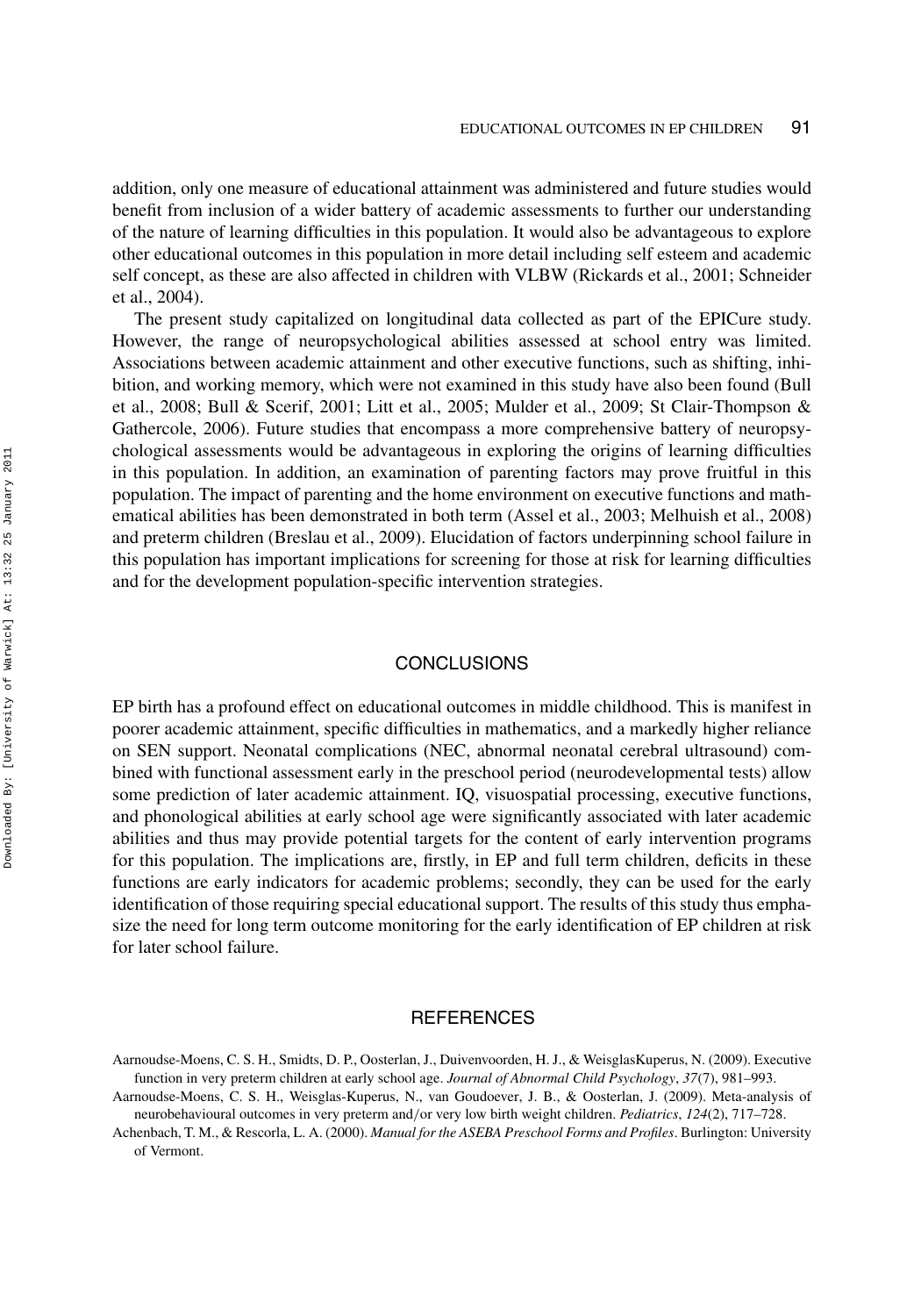addition, only one measure of educational attainment was administered and future studies would benefit from inclusion of a wider battery of academic assessments to further our understanding of the nature of learning difficulties in this population. It would also be advantageous to explore other educational outcomes in this population in more detail including self esteem and academic self concept, as these are also affected in children with VLBW (Rickards et al., 2001; Schneider et al., 2004).

The present study capitalized on longitudinal data collected as part of the EPICure study. However, the range of neuropsychological abilities assessed at school entry was limited. Associations between academic attainment and other executive functions, such as shifting, inhibition, and working memory, which were not examined in this study have also been found (Bull et al., 2008; Bull & Scerif, 2001; Litt et al., 2005; Mulder et al., 2009; St Clair-Thompson & Gathercole, 2006). Future studies that encompass a more comprehensive battery of neuropsychological assessments would be advantageous in exploring the origins of learning difficulties in this population. In addition, an examination of parenting factors may prove fruitful in this population. The impact of parenting and the home environment on executive functions and mathematical abilities has been demonstrated in both term (Assel et al., 2003; Melhuish et al., 2008) and preterm children (Breslau et al., 2009). Elucidation of factors underpinning school failure in this population has important implications for screening for those at risk for learning difficulties and for the development population-specific intervention strategies.

## CONCLUSIONS

EP birth has a profound effect on educational outcomes in middle childhood. This is manifest in poorer academic attainment, specific difficulties in mathematics, and a markedly higher reliance on SEN support. Neonatal complications (NEC, abnormal neonatal cerebral ultrasound) combined with functional assessment early in the preschool period (neurodevelopmental tests) allow some prediction of later academic attainment. IQ, visuospatial processing, executive functions, and phonological abilities at early school age were significantly associated with later academic abilities and thus may provide potential targets for the content of early intervention programs for this population. The implications are, firstly, in EP and full term children, deficits in these functions are early indicators for academic problems; secondly, they can be used for the early identification of those requiring special educational support. The results of this study thus emphasize the need for long term outcome monitoring for the early identification of EP children at risk for later school failure.

## REFERENCES

Aarnoudse-Moens, C. S. H., Smidts, D. P., Oosterlan, J., Duivenvoorden, H. J., & WeisglasKuperus, N. (2009). Executive function in very preterm children at early school age. *Journal of Abnormal Child Psychology*, *37*(7), 981–993.

Aarnoudse-Moens, C. S. H., Weisglas-Kuperus, N., van Goudoever, J. B., & Oosterlan, J. (2009). Meta-analysis of neurobehavioural outcomes in very preterm and/or very low birth weight children. *Pediatrics*, *124*(2), 717–728.

Achenbach, T. M., & Rescorla, L. A. (2000). *Manual for the ASEBA Preschool Forms and Profiles*. Burlington: University of Vermont.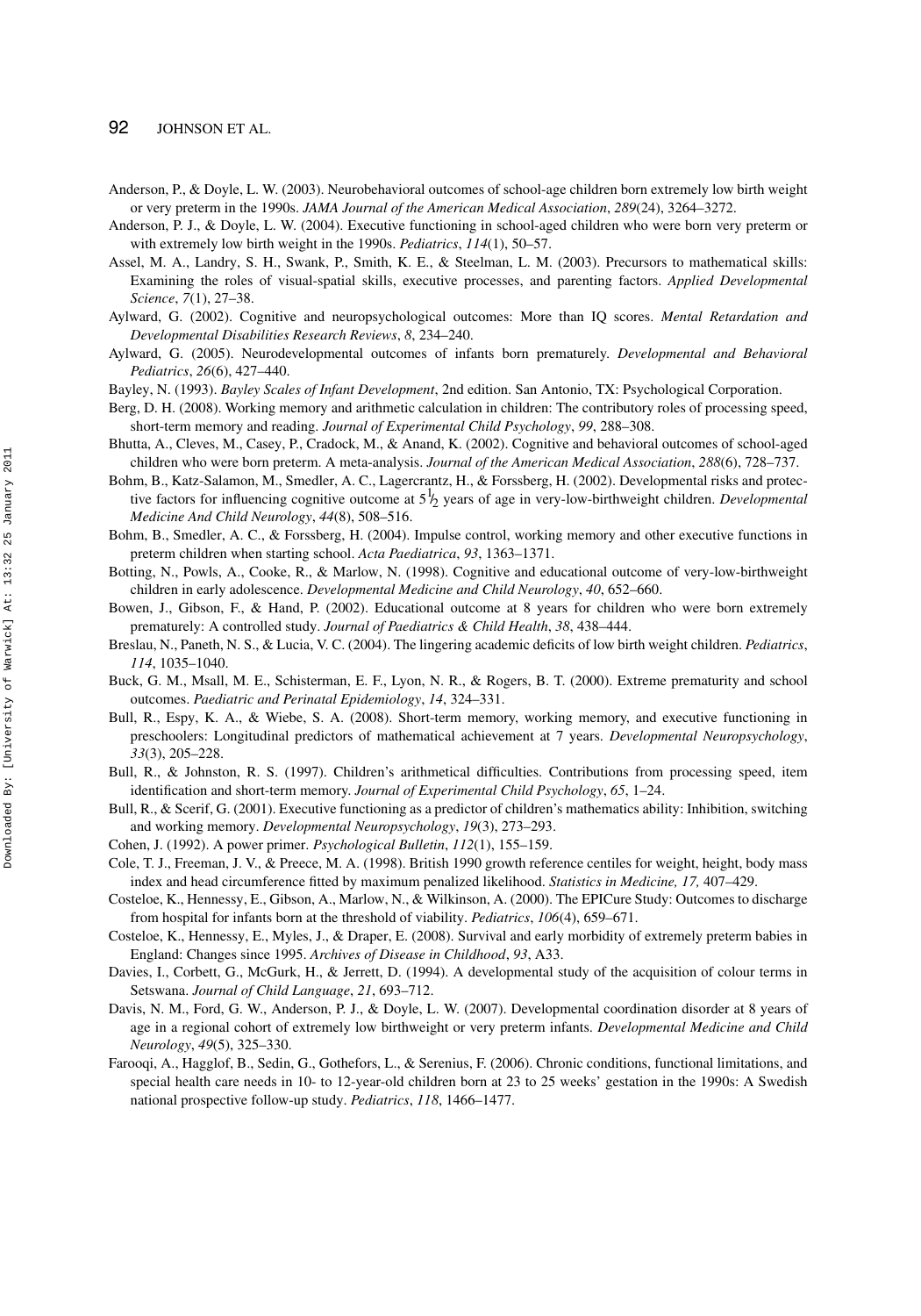Anderson, P., & Doyle, L. W. (2003). Neurobehavioral outcomes of school-age children born extremely low birth weight or very preterm in the 1990s. *JAMA Journal of the American Medical Association*, *289*(24), 3264–3272.

Anderson, P. J., & Doyle, L. W. (2004). Executive functioning in school-aged children who were born very preterm or with extremely low birth weight in the 1990s. *Pediatrics*, *114*(1), 50–57.

Assel, M. A., Landry, S. H., Swank, P., Smith, K. E., & Steelman, L. M. (2003). Precursors to mathematical skills: Examining the roles of visual-spatial skills, executive processes, and parenting factors. *Applied Developmental Science*, *7*(1), 27–38.

Aylward, G. (2002). Cognitive and neuropsychological outcomes: More than IQ scores. *Mental Retardation and Developmental Disabilities Research Reviews*, *8*, 234–240.

Aylward, G. (2005). Neurodevelopmental outcomes of infants born prematurely. *Developmental and Behavioral Pediatrics*, *26*(6), 427–440.

Bayley, N. (1993). *Bayley Scales of Infant Development*, 2nd edition. San Antonio, TX: Psychological Corporation.

Berg, D. H. (2008). Working memory and arithmetic calculation in children: The contributory roles of processing speed, short-term memory and reading. *Journal of Experimental Child Psychology*, *99*, 288–308.

Bhutta, A., Cleves, M., Casey, P., Cradock, M., & Anand, K. (2002). Cognitive and behavioral outcomes of school-aged children who were born preterm. A meta-analysis. *Journal of the American Medical Association*, *288*(6), 728–737.

Bohm, B., Katz-Salamon, M., Smedler, A. C., Lagercrantz, H., & Forssberg, H. (2002). Developmental risks and protective factors for influencing cognitive outcome at 5½ years of age in very-low-birthweight children. *Developmental Medicine And Child Neurology*, *44*(8), 508–516.

Bohm, B., Smedler, A. C., & Forssberg, H. (2004). Impulse control, working memory and other executive functions in preterm children when starting school. *Acta Paediatrica*, *93*, 1363–1371.

Botting, N., Powls, A., Cooke, R., & Marlow, N. (1998). Cognitive and educational outcome of very-low-birthweight children in early adolescence. *Developmental Medicine and Child Neurology*, *40*, 652–660.

Bowen, J., Gibson, F., & Hand, P. (2002). Educational outcome at 8 years for children who were born extremely prematurely: A controlled study. *Journal of Paediatrics & Child Health*, *38*, 438–444.

Breslau, N., Paneth, N. S., & Lucia, V. C. (2004). The lingering academic deficits of low birth weight children. *Pediatrics*, *114*, 1035–1040.

Buck, G. M., Msall, M. E., Schisterman, E. F., Lyon, N. R., & Rogers, B. T. (2000). Extreme prematurity and school outcomes. *Paediatric and Perinatal Epidemiology*, *14*, 324–331.

Bull, R., Espy, K. A., & Wiebe, S. A. (2008). Short-term memory, working memory, and executive functioning in preschoolers: Longitudinal predictors of mathematical achievement at 7 years. *Developmental Neuropsychology*, *33*(3), 205–228.

Bull, R., & Johnston, R. S. (1997). Children's arithmetical difficulties. Contributions from processing speed, item identification and short-term memory. *Journal of Experimental Child Psychology*, *65*, 1–24.

Bull, R., & Scerif, G. (2001). Executive functioning as a predictor of children's mathematics ability: Inhibition, switching and working memory. *Developmental Neuropsychology*, *19*(3), 273–293.

Cohen, J. (1992). A power primer. *Psychological Bulletin*, *112*(1), 155–159.

Cole, T. J., Freeman, J. V., & Preece, M. A. (1998). British 1990 growth reference centiles for weight, height, body mass index and head circumference fitted by maximum penalized likelihood. *Statistics in Medicine, 17,* 407–429.

Costeloe, K., Hennessy, E., Gibson, A., Marlow, N., & Wilkinson, A. (2000). The EPICure Study: Outcomes to discharge from hospital for infants born at the threshold of viability. *Pediatrics*, *106*(4), 659–671.

Costeloe, K., Hennessy, E., Myles, J., & Draper, E. (2008). Survival and early morbidity of extremely preterm babies in England: Changes since 1995. *Archives of Disease in Childhood*, *93*, A33.

Davies, I., Corbett, G., McGurk, H., & Jerrett, D. (1994). A developmental study of the acquisition of colour terms in Setswana. *Journal of Child Language*, *21*, 693–712.

Davis, N. M., Ford, G. W., Anderson, P. J., & Doyle, L. W. (2007). Developmental coordination disorder at 8 years of age in a regional cohort of extremely low birthweight or very preterm infants. *Developmental Medicine and Child Neurology*, *49*(5), 325–330.

Farooqi, A., Hagglof, B., Sedin, G., Gothefors, L., & Serenius, F. (2006). Chronic conditions, functional limitations, and special health care needs in 10- to 12-year-old children born at 23 to 25 weeks' gestation in the 1990s: A Swedish national prospective follow-up study. *Pediatrics*, *118*, 1466–1477.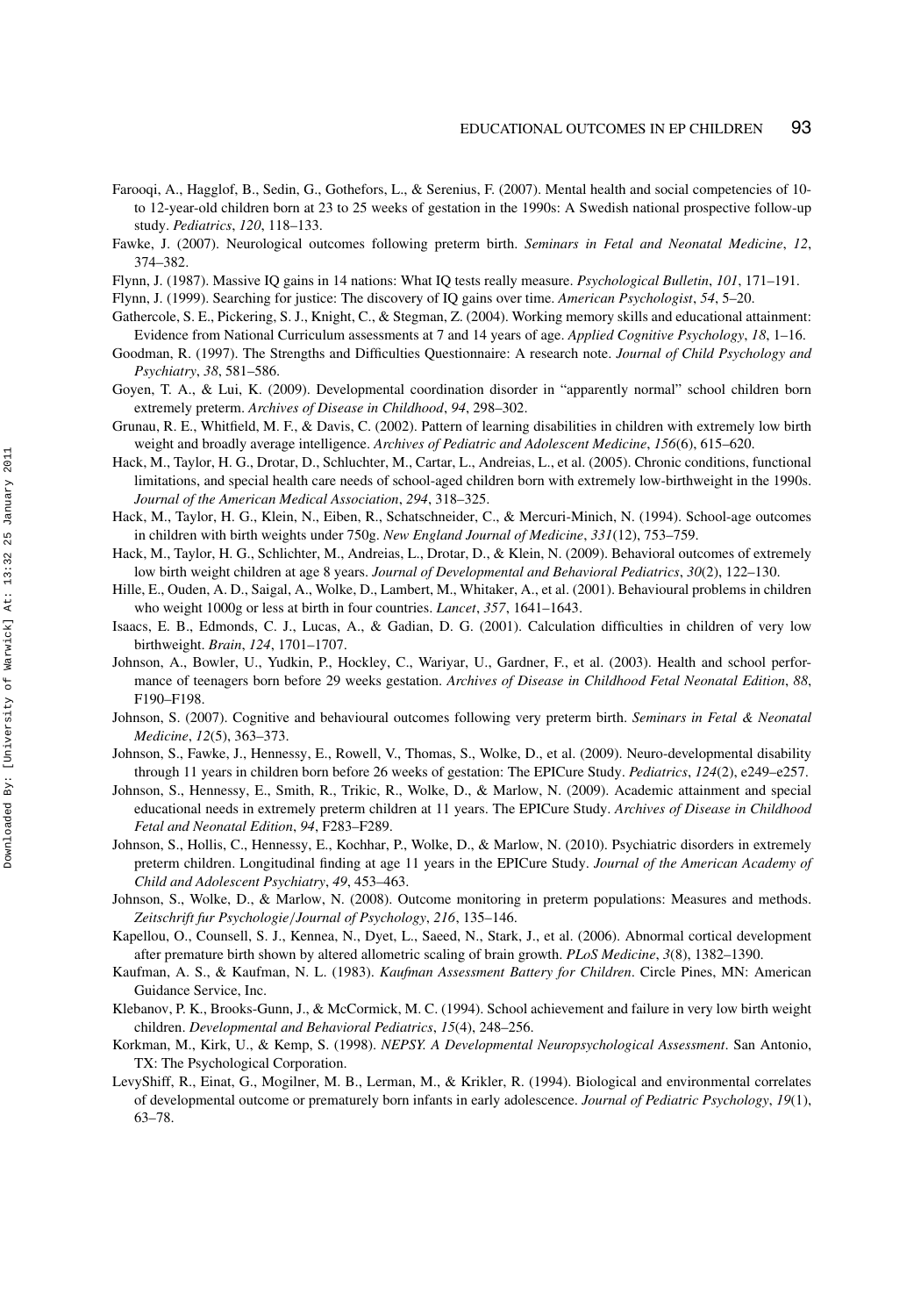Farooqi, A., Hagglof, B., Sedin, G., Gothefors, L., & Serenius, F. (2007). Mental health and social competencies of 10- to 12-year-old children born at 23 to 25 weeks of gestation in the 1990s: A Swedish national prospective follow-up study. *Pediatrics*, *120*, 118–133.

Fawke, J. (2007). Neurological outcomes following preterm birth. *Seminars in Fetal and Neonatal Medicine*, *12*, 374–382.

Flynn, J. (1987). Massive IQ gains in 14 nations: What IQ tests really measure. *Psychological Bulletin*, *101*, 171–191.

Flynn, J. (1999). Searching for justice: The discovery of IQ gains over time. *American Psychologist*, *54*, 5–20.

Gathercole, S. E., Pickering, S. J., Knight, C., & Stegman, Z. (2004). Working memory skills and educational attainment: Evidence from National Curriculum assessments at 7 and 14 years of age. *Applied Cognitive Psychology*, *18*, 1–16.

Goodman, R. (1997). The Strengths and Difficulties Questionnaire: A research note. *Journal of Child Psychology and Psychiatry*, *38*, 581–586.

Goyen, T. A., & Lui, K. (2009). Developmental coordination disorder in "apparently normal" school children born extremely preterm. *Archives of Disease in Childhood*, *94*, 298–302.

Grunau, R. E., Whitfield, M. F., & Davis, C. (2002). Pattern of learning disabilities in children with extremely low birth weight and broadly average intelligence. *Archives of Pediatric and Adolescent Medicine*, *156*(6), 615–620.

Hack, M., Taylor, H. G., Drotar, D., Schluchter, M., Cartar, L., Andreias, L., et al. (2005). Chronic conditions, functional limitations, and special health care needs of school-aged children born with extremely low-birthweight in the 1990s. *Journal of the American Medical Association*, *294*, 318–325.

Hack, M., Taylor, H. G., Klein, N., Eiben, R., Schatschneider, C., & Mercuri-Minich, N. (1994). School-age outcomes in children with birth weights under 750g. *New England Journal of Medicine*, *331*(12), 753–759.

Hack, M., Taylor, H. G., Schlichter, M., Andreias, L., Drotar, D., & Klein, N. (2009). Behavioral outcomes of extremely low birth weight children at age 8 years. *Journal of Developmental and Behavioral Pediatrics*, *30*(2), 122–130.

Hille, E., Ouden, A. D., Saigal, A., Wolke, D., Lambert, M., Whitaker, A., et al. (2001). Behavioural problems in children who weight 1000g or less at birth in four countries. *Lancet*, *357*, 1641–1643.

Isaacs, E. B., Edmonds, C. J., Lucas, A., & Gadian, D. G. (2001). Calculation difficulties in children of very low birthweight. *Brain*, *124*, 1701–1707.

Johnson, A., Bowler, U., Yudkin, P., Hockley, C., Wariyar, U., Gardner, F., et al. (2003). Health and school performance of teenagers born before 29 weeks gestation. *Archives of Disease in Childhood Fetal Neonatal Edition*, *88*, F190–F198.

Johnson, S. (2007). Cognitive and behavioural outcomes following very preterm birth. *Seminars in Fetal & Neonatal Medicine*, *12*(5), 363–373.

Johnson, S., Fawke, J., Hennessy, E., Rowell, V., Thomas, S., Wolke, D., et al. (2009). Neuro-developmental disability through 11 years in children born before 26 weeks of gestation: The EPICure Study. *Pediatrics*, *124*(2), e249–e257.

Johnson, S., Hennessy, E., Smith, R., Trikic, R., Wolke, D., & Marlow, N. (2009). Academic attainment and special educational needs in extremely preterm children at 11 years. The EPICure Study. *Archives of Disease in Childhood Fetal and Neonatal Edition*, *94*, F283–F289.

Johnson, S., Hollis, C., Hennessy, E., Kochhar, P., Wolke, D., & Marlow, N. (2010). Psychiatric disorders in extremely preterm children. Longitudinal finding at age 11 years in the EPICure Study. *Journal of the American Academy of Child and Adolescent Psychiatry*, *49*, 453–463.

Johnson, S., Wolke, D., & Marlow, N. (2008). Outcome monitoring in preterm populations: Measures and methods. *Zeitschrift fur Psychologie/Journal of Psychology*, *216*, 135–146.

Kapellou, O., Counsell, S. J., Kennea, N., Dyet, L., Saeed, N., Stark, J., et al. (2006). Abnormal cortical development after premature birth shown by altered allometric scaling of brain growth. *PLoS Medicine*, *3*(8), 1382–1390.

Kaufman, A. S., & Kaufman, N. L. (1983). *Kaufman Assessment Battery for Children*. Circle Pines, MN: American Guidance Service, Inc.

Klebanov, P. K., Brooks-Gunn, J., & McCormick, M. C. (1994). School achievement and failure in very low birth weight children. *Developmental and Behavioral Pediatrics*, *15*(4), 248–256.

Korkman, M., Kirk, U., & Kemp, S. (1998). *NEPSY. A Developmental Neuropsychological Assessment*. San Antonio, TX: The Psychological Corporation.

LevyShiff, R., Einat, G., Mogilner, M. B., Lerman, M., & Krikler, R. (1994). Biological and environmental correlates of developmental outcome or prematurely born infants in early adolescence. *Journal of Pediatric Psychology*, *19*(1), 63–78.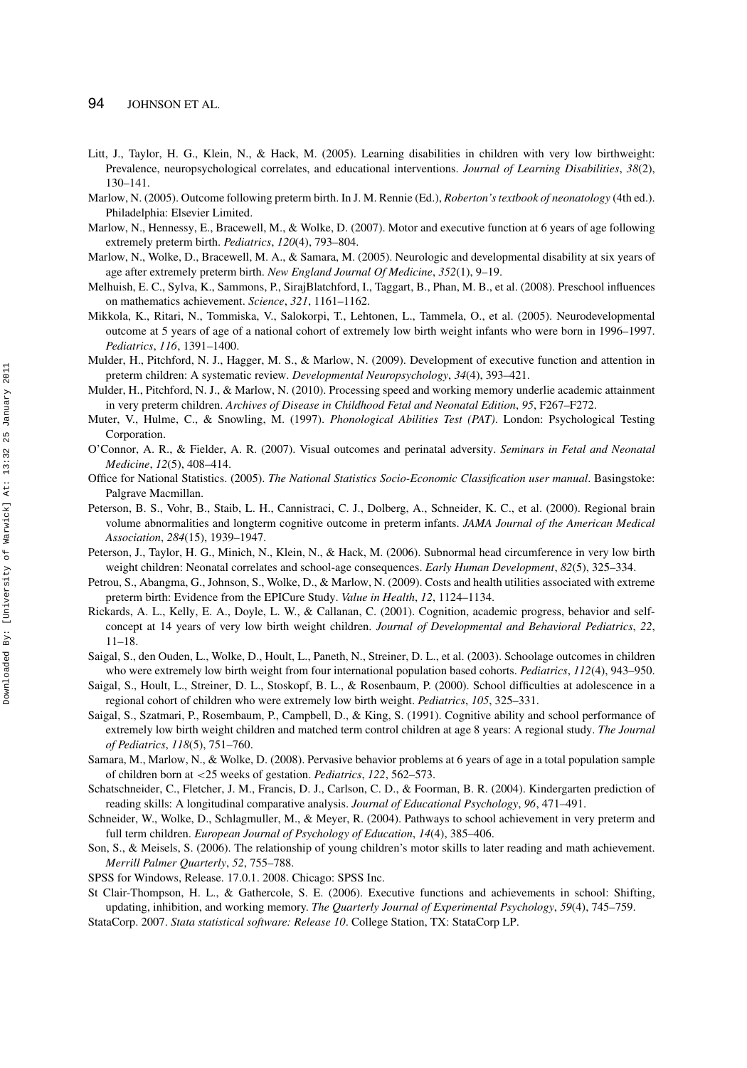Litt, J., Taylor, H. G., Klein, N., & Hack, M. (2005). Learning disabilities in children with very low birthweight: Prevalence, neuropsychological correlates, and educational interventions. *Journal of Learning Disabilities*, *38*(2), 130–141.

Marlow, N. (2005). Outcome following preterm birth. In J. M. Rennie (Ed.), *Roberton's textbook of neonatology* (4th ed.). Philadelphia: Elsevier Limited.

Marlow, N., Hennessy, E., Bracewell, M., & Wolke, D. (2007). Motor and executive function at 6 years of age following extremely preterm birth. *Pediatrics*, *120*(4), 793–804.

Marlow, N., Wolke, D., Bracewell, M. A., & Samara, M. (2005). Neurologic and developmental disability at six years of age after extremely preterm birth. *New England Journal Of Medicine*, *352*(1), 9–19.

Melhuish, E. C., Sylva, K., Sammons, P., SirajBlatchford, I., Taggart, B., Phan, M. B., et al. (2008). Preschool influences on mathematics achievement. *Science*, *321*, 1161–1162.

Mikkola, K., Ritari, N., Tommiska, V., Salokorpi, T., Lehtonen, L., Tammela, O., et al. (2005). Neurodevelopmental outcome at 5 years of age of a national cohort of extremely low birth weight infants who were born in 1996–1997. *Pediatrics*, *116*, 1391–1400.

Mulder, H., Pitchford, N. J., Hagger, M. S., & Marlow, N. (2009). Development of executive function and attention in preterm children: A systematic review. *Developmental Neuropsychology*, *34*(4), 393–421.

Mulder, H., Pitchford, N. J., & Marlow, N. (2010). Processing speed and working memory underlie academic attainment in very preterm children. *Archives of Disease in Childhood Fetal and Neonatal Edition*, *95*, F267–F272.

Muter, V., Hulme, C., & Snowling, M. (1997). *Phonological Abilities Test (PAT)*. London: Psychological Testing Corporation.

O'Connor, A. R., & Fielder, A. R. (2007). Visual outcomes and perinatal adversity. *Seminars in Fetal and Neonatal Medicine*, *12*(5), 408–414.

Office for National Statistics. (2005). *The National Statistics Socio-Economic Classification user manual*. Basingstoke: Palgrave Macmillan.

Peterson, B. S., Vohr, B., Staib, L. H., Cannistraci, C. J., Dolberg, A., Schneider, K. C., et al. (2000). Regional brain volume abnormalities and longterm cognitive outcome in preterm infants. *JAMA Journal of the American Medical Association*, *284*(15), 1939–1947.

Peterson, J., Taylor, H. G., Minich, N., Klein, N., & Hack, M. (2006). Subnormal head circumference in very low birth weight children: Neonatal correlates and school-age consequences. *Early Human Development*, *82*(5), 325–334.

Petrou, S., Abangma, G., Johnson, S., Wolke, D., & Marlow, N. (2009). Costs and health utilities associated with extreme preterm birth: Evidence from the EPICure Study. *Value in Health*, *12*, 1124–1134.

Rickards, A. L., Kelly, E. A., Doyle, L. W., & Callanan, C. (2001). Cognition, academic progress, behavior and self-concept at 14 years of very low birth weight children. *Journal of Developmental and Behavioral Pediatrics*, *22*, 11–18.

Saigal, S., den Ouden, L., Wolke, D., Hoult, L., Paneth, N., Streiner, D. L., et al. (2003). Schoolage outcomes in children who were extremely low birth weight from four international population based cohorts. *Pediatrics*, *112*(4), 943–950.

Saigal, S., Hoult, L., Streiner, D. L., Stoskopf, B. L., & Rosenbaum, P. (2000). School difficulties at adolescence in a regional cohort of children who were extremely low birth weight. *Pediatrics*, *105*, 325–331.

Saigal, S., Szatmari, P., Rosembaum, P., Campbell, D., & King, S. (1991). Cognitive ability and school performance of extremely low birth weight children and matched term control children at age 8 years: A regional study. *The Journal of Pediatrics*, *118*(5), 751–760.

Samara, M., Marlow, N., & Wolke, D. (2008). Pervasive behavior problems at 6 years of age in a total population sample of children born at <25 weeks of gestation. *Pediatrics*, *122*, 562–573.

Schatschneider, C., Fletcher, J. M., Francis, D. J., Carlson, C. D., & Foorman, B. R. (2004). Kindergarten prediction of reading skills: A longitudinal comparative analysis. *Journal of Educational Psychology*, *96*, 471–491.

Schneider, W., Wolke, D., Schlagmuller, M., & Meyer, R. (2004). Pathways to school achievement in very preterm and full term children. *European Journal of Psychology of Education*, *14*(4), 385–406.

Son, S., & Meisels, S. (2006). The relationship of young children's motor skills to later reading and math achievement. *Merrill Palmer Quarterly*, *52*, 755–788.

SPSS for Windows, Release. 17.0.1. 2008. Chicago: SPSS Inc.

St Clair-Thompson, H. L., & Gathercole, S. E. (2006). Executive functions and achievements in school: Shifting, updating, inhibition, and working memory. *The Quarterly Journal of Experimental Psychology*, *59*(4), 745–759.

StataCorp. 2007. *Stata statistical software: Release 10*. College Station, TX: StataCorp LP.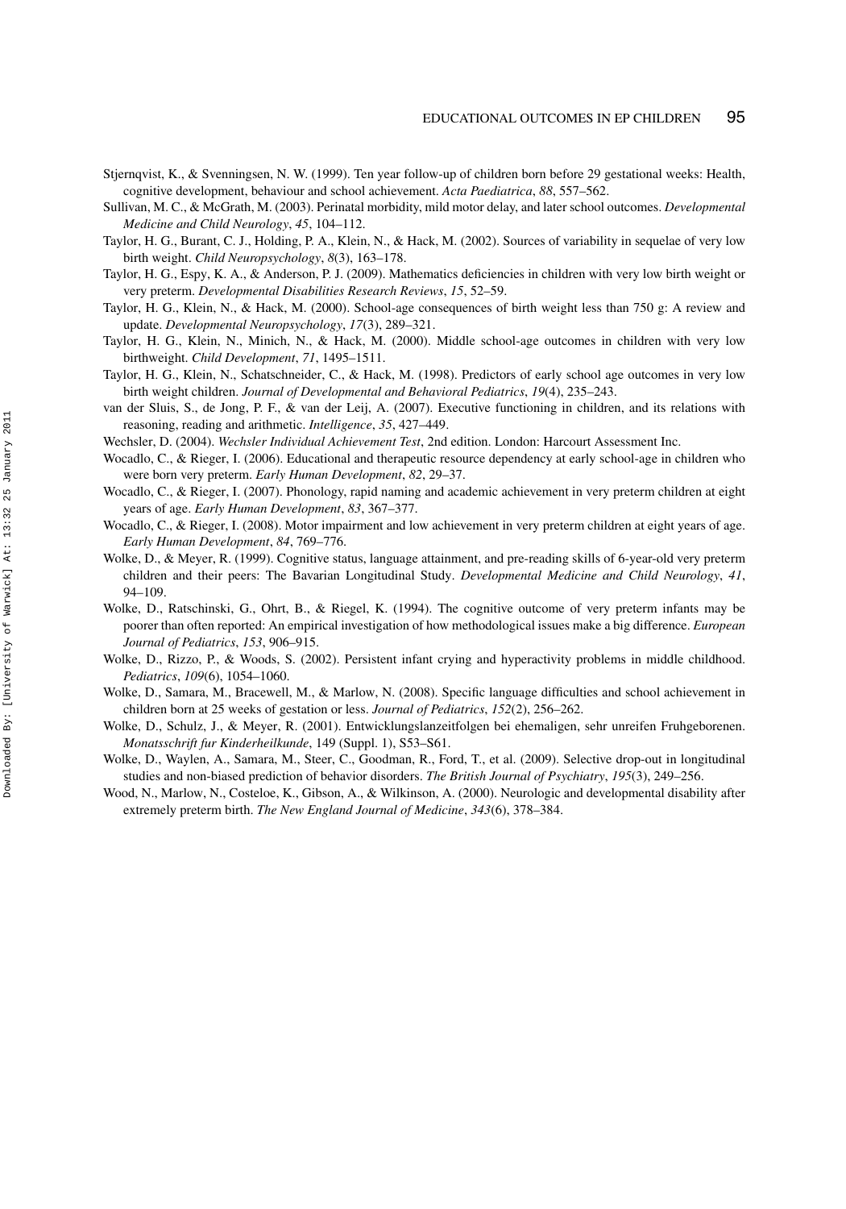Stjernqvist, K., & Svenningsen, N. W. (1999). Ten year follow-up of children born before 29 gestational weeks: Health, cognitive development, behaviour and school achievement. *Acta Paediatrica*, *88*, 557–562.

Sullivan, M. C., & McGrath, M. (2003). Perinatal morbidity, mild motor delay, and later school outcomes. *Developmental Medicine and Child Neurology*, *45*, 104–112.

Taylor, H. G., Burant, C. J., Holding, P. A., Klein, N., & Hack, M. (2002). Sources of variability in sequelae of very low birth weight. *Child Neuropsychology*, *8*(3), 163–178.

Taylor, H. G., Espy, K. A., & Anderson, P. J. (2009). Mathematics deficiencies in children with very low birth weight or very preterm. *Developmental Disabilities Research Reviews*, *15*, 52–59.

Taylor, H. G., Klein, N., & Hack, M. (2000). School-age consequences of birth weight less than 750 g: A review and update. *Developmental Neuropsychology*, *17*(3), 289–321.

Taylor, H. G., Klein, N., Minich, N., & Hack, M. (2000). Middle school-age outcomes in children with very low birthweight. *Child Development*, *71*, 1495–1511.

Taylor, H. G., Klein, N., Schatschneider, C., & Hack, M. (1998). Predictors of early school age outcomes in very low birth weight children. *Journal of Developmental and Behavioral Pediatrics*, *19*(4), 235–243.

van der Sluis, S., de Jong, P. F., & van der Leij, A. (2007). Executive functioning in children, and its relations with reasoning, reading and arithmetic. *Intelligence*, *35*, 427–449.

Wechsler, D. (2004). *Wechsler Individual Achievement Test*, 2nd edition. London: Harcourt Assessment Inc.

Wocadlo, C., & Rieger, I. (2006). Educational and therapeutic resource dependency at early school-age in children who were born very preterm. *Early Human Development*, *82*, 29–37.

Wocadlo, C., & Rieger, I. (2007). Phonology, rapid naming and academic achievement in very preterm children at eight years of age. *Early Human Development*, *83*, 367–377.

Wocadlo, C., & Rieger, I. (2008). Motor impairment and low achievement in very preterm children at eight years of age. *Early Human Development*, *84*, 769–776.

Wolke, D., & Meyer, R. (1999). Cognitive status, language attainment, and pre-reading skills of 6-year-old very preterm children and their peers: The Bavarian Longitudinal Study. *Developmental Medicine and Child Neurology*, *41*, 94–109.

Wolke, D., Ratschinski, G., Ohrt, B., & Riegel, K. (1994). The cognitive outcome of very preterm infants may be poorer than often reported: An empirical investigation of how methodological issues make a big difference. *European Journal of Pediatrics*, *153*, 906–915.

Wolke, D., Rizzo, P., & Woods, S. (2002). Persistent infant crying and hyperactivity problems in middle childhood. *Pediatrics*, *109*(6), 1054–1060.

Wolke, D., Samara, M., Bracewell, M., & Marlow, N. (2008). Specific language difficulties and school achievement in children born at 25 weeks of gestation or less. *Journal of Pediatrics*, *152*(2), 256–262.

Wolke, D., Schulz, J., & Meyer, R. (2001). Entwicklungslanzeitfolgen bei ehemaligen, sehr unreifen Fruhgeborenen. *Monatsschrift fur Kinderheilkunde*, 149 (Suppl. 1), S53–S61.

Wolke, D., Waylen, A., Samara, M., Steer, C., Goodman, R., Ford, T., et al. (2009). Selective drop-out in longitudinal studies and non-biased prediction of behavior disorders. *The British Journal of Psychiatry*, *195*(3), 249–256.

Wood, N., Marlow, N., Costeloe, K., Gibson, A., & Wilkinson, A. (2000). Neurologic and developmental disability after extremely preterm birth. *The New England Journal of Medicine*, *343*(6), 378–384.